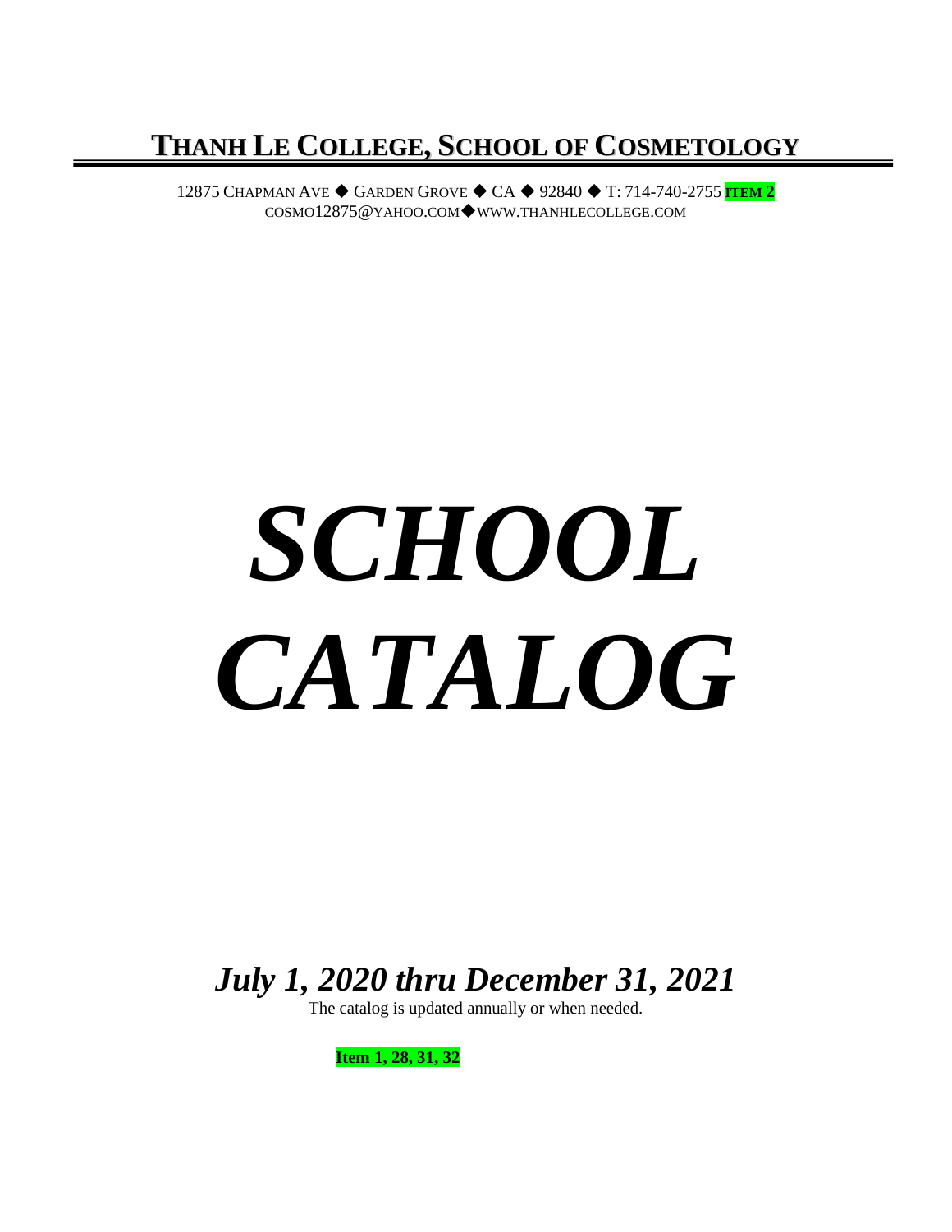# THANH LE COLLEGE, SCHOOL OF COSMETOLOGY

12875 CHAPMAN AVE ◆ GARDEN GROVE ◆ CA ◆ 92840 ◆ T: 714-740-2755 **ITEM 2**
COSMO12875@YAHOO.COM◆WWW.THANHLECOLLEGE.COM

# *SCHOOL CATALOG*

## *July 1, 2020 thru December 31, 2021*

The catalog is updated annually or when needed.

**Item 1, 28, 31, 32**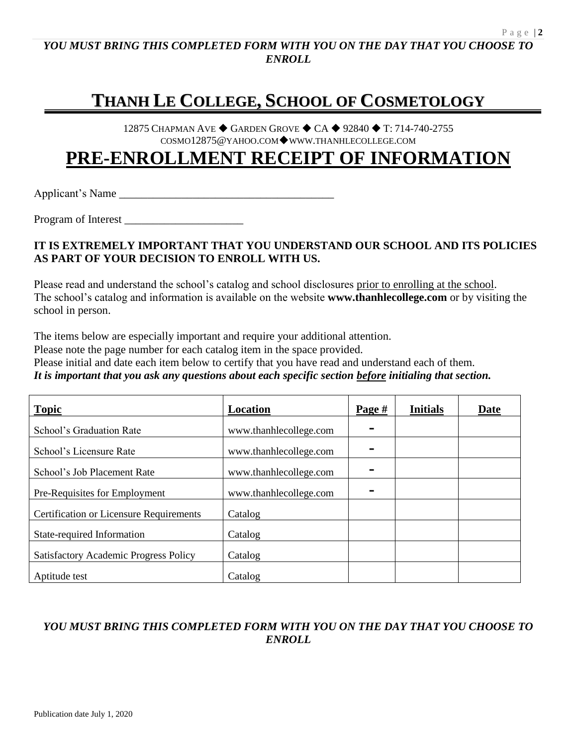***YOU MUST BRING THIS COMPLETED FORM WITH YOU ON THE DAY THAT YOU CHOOSE TO ENROLL***

# THANH LE COLLEGE, SCHOOL OF COSMETOLOGY

12875 CHAPMAN AVE ◆ GARDEN GROVE ◆ CA ◆ 92840 ◆ T: 714-740-2755
COSMO12875@YAHOO.COM◆WWW.THANHLECOLLEGE.COM

# PRE-ENROLLMENT RECEIPT OF INFORMATION

Applicant's Name _____________________________________

Program of Interest ____________________

**IT IS EXTREMELY IMPORTANT THAT YOU UNDERSTAND OUR SCHOOL AND ITS POLICIES AS PART OF YOUR DECISION TO ENROLL WITH US.**

Please read and understand the school's catalog and school disclosures prior to enrolling at the school. The school's catalog and information is available on the website **www.thanhlecollege.com** or by visiting the school in person.

The items below are especially important and require your additional attention.
Please note the page number for each catalog item in the space provided.
Please initial and date each item below to certify that you have read and understand each of them.
***It is important that you ask any questions about each specific section before initialing that section.***

| Topic | Location | Page # | Initials | Date |
|---|---|---|---|---|
| School's Graduation Rate | www.thanhlecollege.com | - | | |
| School's Licensure Rate | www.thanhlecollege.com | - | | |
| School's Job Placement Rate | www.thanhlecollege.com | - | | |
| Pre-Requisites for Employment | www.thanhlecollege.com | - | | |
| Certification or Licensure Requirements | Catalog | | | |
| State-required Information | Catalog | | | |
| Satisfactory Academic Progress Policy | Catalog | | | |
| Aptitude test | Catalog | | | |

***YOU MUST BRING THIS COMPLETED FORM WITH YOU ON THE DAY THAT YOU CHOOSE TO ENROLL***

Publication date July 1, 2020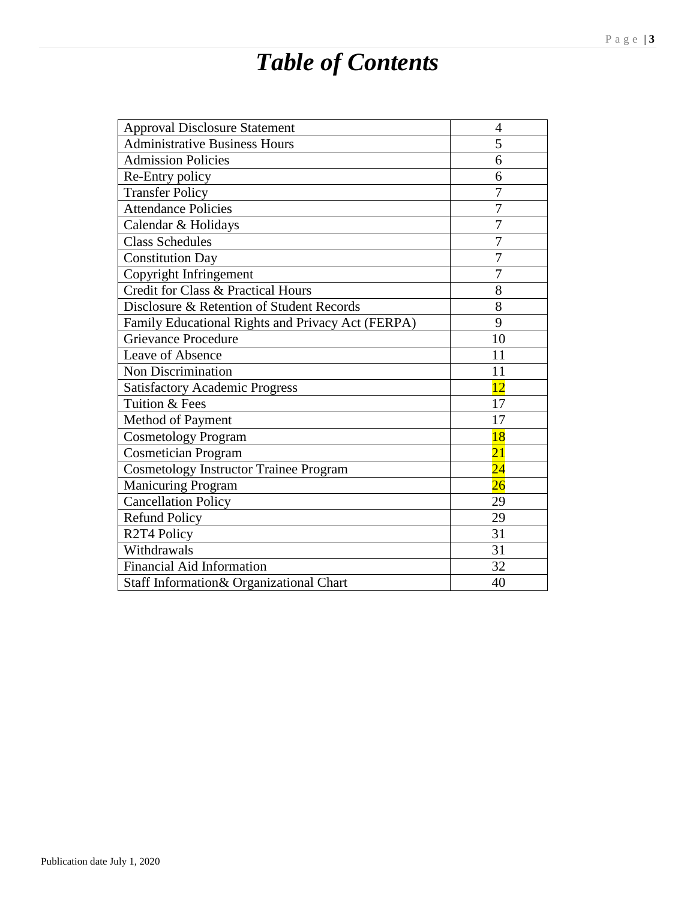# *Table of Contents*

| | |
|---|---|
| Approval Disclosure Statement | 4 |
| Administrative Business Hours | 5 |
| Admission Policies | 6 |
| Re-Entry policy | 6 |
| Transfer Policy | 7 |
| Attendance Policies | 7 |
| Calendar & Holidays | 7 |
| Class Schedules | 7 |
| Constitution Day | 7 |
| Copyright Infringement | 7 |
| Credit for Class & Practical Hours | 8 |
| Disclosure & Retention of Student Records | 8 |
| Family Educational Rights and Privacy Act (FERPA) | 9 |
| Grievance Procedure | 10 |
| Leave of Absence | 11 |
| Non Discrimination | 11 |
| Satisfactory Academic Progress | 12 |
| Tuition & Fees | 17 |
| Method of Payment | 17 |
| Cosmetology Program | 18 |
| Cosmetician Program | 21 |
| Cosmetology Instructor Trainee Program | 24 |
| Manicuring Program | 26 |
| Cancellation Policy | 29 |
| Refund Policy | 29 |
| R2T4 Policy | 31 |
| Withdrawals | 31 |
| Financial Aid Information | 32 |
| Staff Information& Organizational Chart | 40 |

Publication date July 1, 2020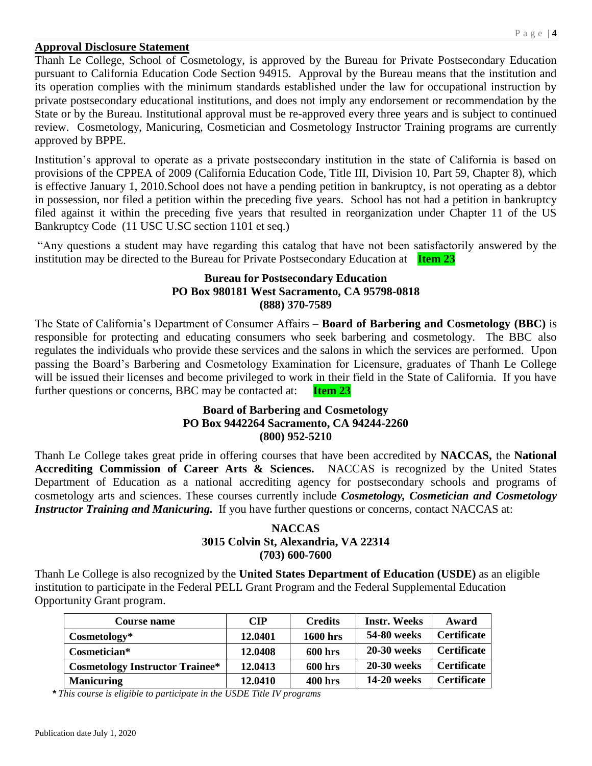## Approval Disclosure Statement

Thanh Le College, School of Cosmetology, is approved by the Bureau for Private Postsecondary Education pursuant to California Education Code Section 94915. Approval by the Bureau means that the institution and its operation complies with the minimum standards established under the law for occupational instruction by private postsecondary educational institutions, and does not imply any endorsement or recommendation by the State or by the Bureau. Institutional approval must be re-approved every three years and is subject to continued review. Cosmetology, Manicuring, Cosmetician and Cosmetology Instructor Training programs are currently approved by BPPE.

Institution's approval to operate as a private postsecondary institution in the state of California is based on provisions of the CPPEA of 2009 (California Education Code, Title III, Division 10, Part 59, Chapter 8), which is effective January 1, 2010.School does not have a pending petition in bankruptcy, is not operating as a debtor in possession, nor filed a petition within the preceding five years. School has not had a petition in bankruptcy filed against it within the preceding five years that resulted in reorganization under Chapter 11 of the US Bankruptcy Code (11 USC U.SC section 1101 et seq.)

"Any questions a student may have regarding this catalog that have not been satisfactorily answered by the institution may be directed to the Bureau for Private Postsecondary Education at **Item 23**

**Bureau for Postsecondary Education**
**PO Box 980181 West Sacramento, CA 95798-0818**
**(888) 370-7589**

The State of California's Department of Consumer Affairs – **Board of Barbering and Cosmetology (BBC)** is responsible for protecting and educating consumers who seek barbering and cosmetology. The BBC also regulates the individuals who provide these services and the salons in which the services are performed. Upon passing the Board's Barbering and Cosmetology Examination for Licensure, graduates of Thanh Le College will be issued their licenses and become privileged to work in their field in the State of California. If you have further questions or concerns, BBC may be contacted at: **Item 23**

**Board of Barbering and Cosmetology**
**PO Box 9442264 Sacramento, CA 94244-2260**
**(800) 952-5210**

Thanh Le College takes great pride in offering courses that have been accredited by **NACCAS,** the **National Accrediting Commission of Career Arts & Sciences.** NACCAS is recognized by the United States Department of Education as a national accrediting agency for postsecondary schools and programs of cosmetology arts and sciences. These courses currently include ***Cosmetology, Cosmetician and Cosmetology Instructor Training and Manicuring.*** If you have further questions or concerns, contact NACCAS at:

**NACCAS**
**3015 Colvin St, Alexandria, VA 22314**
**(703) 600-7600**

Thanh Le College is also recognized by the **United States Department of Education (USDE)** as an eligible institution to participate in the Federal PELL Grant Program and the Federal Supplemental Education Opportunity Grant program.

| Course name | CIP | Credits | Instr. Weeks | Award |
|---|---|---|---|---|
| **Cosmetology*** | **12.0401** | **1600 hrs** | **54-80 weeks** | **Certificate** |
| **Cosmetician*** | **12.0408** | **600 hrs** | **20-30 weeks** | **Certificate** |
| **Cosmetology Instructor Trainee*** | **12.0413** | **600 hrs** | **20-30 weeks** | **Certificate** |
| **Manicuring** | **12.0410** | **400 hrs** | **14-20 weeks** | **Certificate** |

*** *This course is eligible to participate in the USDE Title IV programs***

Publication date July 1, 2020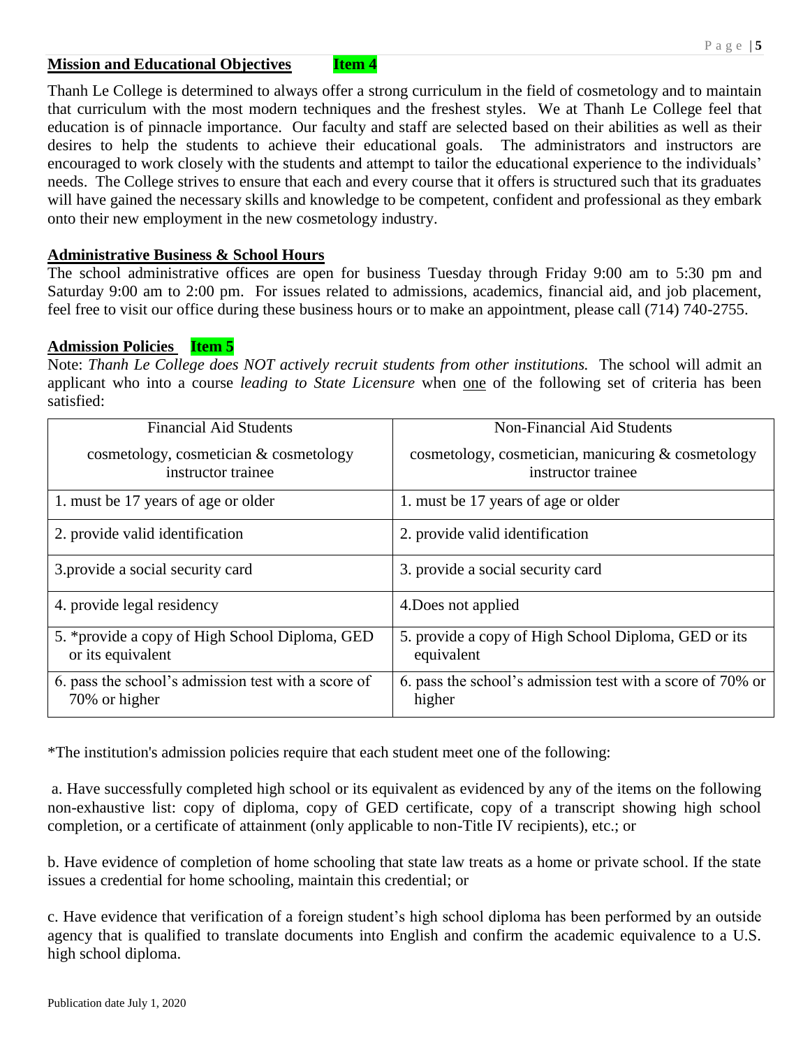## Mission and Educational Objectives **Item 4**

Thanh Le College is determined to always offer a strong curriculum in the field of cosmetology and to maintain that curriculum with the most modern techniques and the freshest styles. We at Thanh Le College feel that education is of pinnacle importance. Our faculty and staff are selected based on their abilities as well as their desires to help the students to achieve their educational goals. The administrators and instructors are encouraged to work closely with the students and attempt to tailor the educational experience to the individuals' needs. The College strives to ensure that each and every course that it offers is structured such that its graduates will have gained the necessary skills and knowledge to be competent, confident and professional as they embark onto their new employment in the new cosmetology industry.

## Administrative Business & School Hours

The school administrative offices are open for business Tuesday through Friday 9:00 am to 5:30 pm and Saturday 9:00 am to 2:00 pm. For issues related to admissions, academics, financial aid, and job placement, feel free to visit our office during these business hours or to make an appointment, please call (714) 740-2755.

## Admission Policies **Item 5**

Note: *Thanh Le College does NOT actively recruit students from other institutions.* The school will admit an applicant who into a course *leading to State Licensure* when one of the following set of criteria has been satisfied:

| Financial Aid Students<br>cosmetology, cosmetician & cosmetology instructor trainee | Non-Financial Aid Students<br>cosmetology, cosmetician, manicuring & cosmetology instructor trainee |
|---|---|
| 1. must be 17 years of age or older | 1. must be 17 years of age or older |
| 2. provide valid identification | 2. provide valid identification |
| 3.provide a social security card | 3. provide a social security card |
| 4. provide legal residency | 4.Does not applied |
| 5. *provide a copy of High School Diploma, GED or its equivalent | 5. provide a copy of High School Diploma, GED or its equivalent |
| 6. pass the school's admission test with a score of 70% or higher | 6. pass the school's admission test with a score of 70% or higher |

*The institution's admission policies require that each student meet one of the following:

a. Have successfully completed high school or its equivalent as evidenced by any of the items on the following non-exhaustive list: copy of diploma, copy of GED certificate, copy of a transcript showing high school completion, or a certificate of attainment (only applicable to non-Title IV recipients), etc.; or

b. Have evidence of completion of home schooling that state law treats as a home or private school. If the state issues a credential for home schooling, maintain this credential; or

c. Have evidence that verification of a foreign student's high school diploma has been performed by an outside agency that is qualified to translate documents into English and confirm the academic equivalence to a U.S. high school diploma.

Publication date July 1, 2020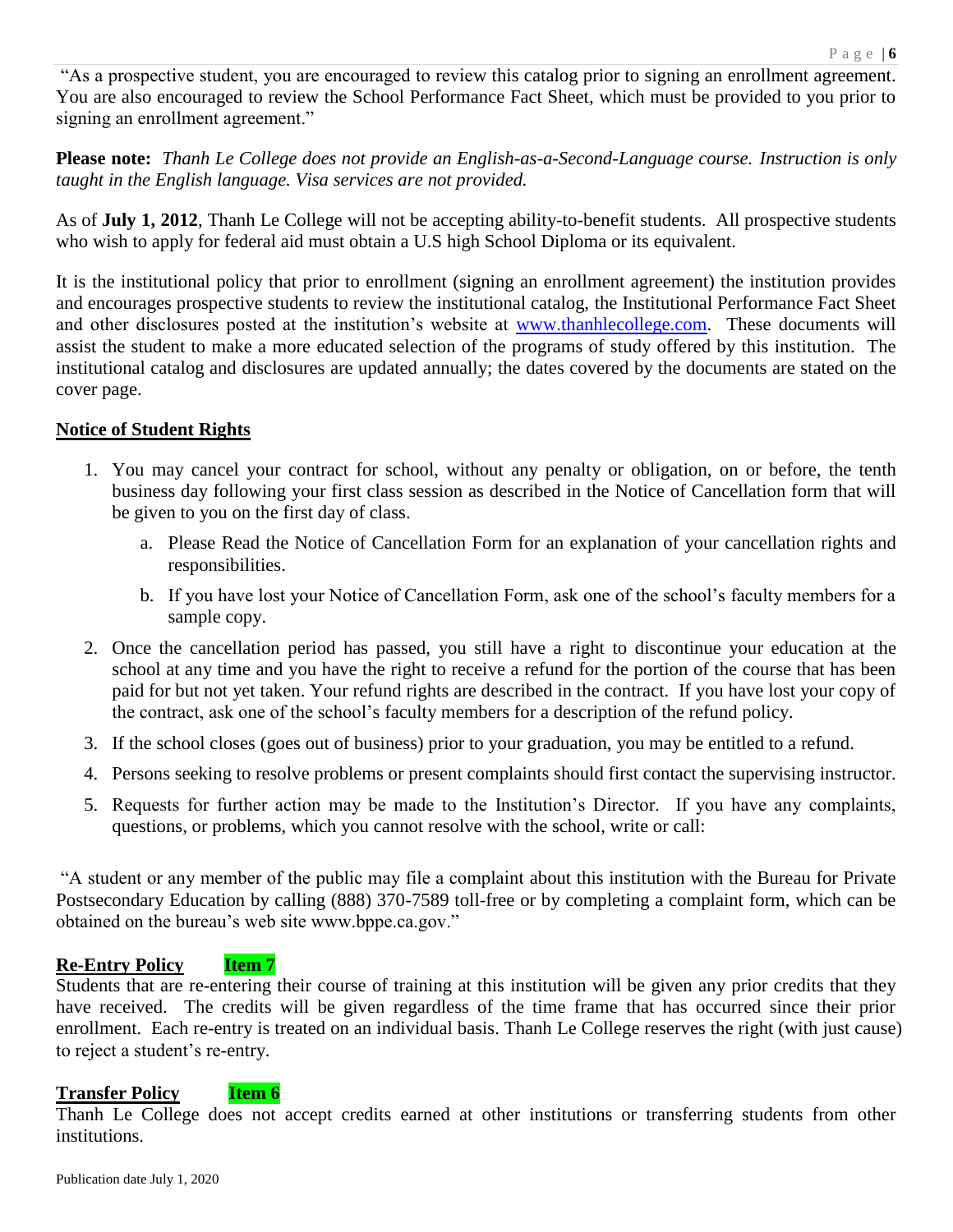"As a prospective student, you are encouraged to review this catalog prior to signing an enrollment agreement. You are also encouraged to review the School Performance Fact Sheet, which must be provided to you prior to signing an enrollment agreement."

**Please note:** *Thanh Le College does not provide an English-as-a-Second-Language course. Instruction is only taught in the English language. Visa services are not provided.*

As of **July 1, 2012**, Thanh Le College will not be accepting ability-to-benefit students. All prospective students who wish to apply for federal aid must obtain a U.S high School Diploma or its equivalent.

It is the institutional policy that prior to enrollment (signing an enrollment agreement) the institution provides and encourages prospective students to review the institutional catalog, the Institutional Performance Fact Sheet and other disclosures posted at the institution's website at [www.thanhlecollege.com](http://www.thanhlecollege.com). These documents will assist the student to make a more educated selection of the programs of study offered by this institution. The institutional catalog and disclosures are updated annually; the dates covered by the documents are stated on the cover page.

## Notice of Student Rights

1. You may cancel your contract for school, without any penalty or obligation, on or before, the tenth business day following your first class session as described in the Notice of Cancellation form that will be given to you on the first day of class.
    a. Please Read the Notice of Cancellation Form for an explanation of your cancellation rights and responsibilities.
    b. If you have lost your Notice of Cancellation Form, ask one of the school's faculty members for a sample copy.
2. Once the cancellation period has passed, you still have a right to discontinue your education at the school at any time and you have the right to receive a refund for the portion of the course that has been paid for but not yet taken. Your refund rights are described in the contract. If you have lost your copy of the contract, ask one of the school's faculty members for a description of the refund policy.
3. If the school closes (goes out of business) prior to your graduation, you may be entitled to a refund.
4. Persons seeking to resolve problems or present complaints should first contact the supervising instructor.
5. Requests for further action may be made to the Institution's Director. If you have any complaints, questions, or problems, which you cannot resolve with the school, write or call:

"A student or any member of the public may file a complaint about this institution with the Bureau for Private Postsecondary Education by calling (888) 370-7589 toll-free or by completing a complaint form, which can be obtained on the bureau's web site www.bppe.ca.gov."

## Re-Entry Policy **Item 7**

Students that are re-entering their course of training at this institution will be given any prior credits that they have received. The credits will be given regardless of the time frame that has occurred since their prior enrollment. Each re-entry is treated on an individual basis. Thanh Le College reserves the right (with just cause) to reject a student's re-entry.

## Transfer Policy **Item 6**

Thanh Le College does not accept credits earned at other institutions or transferring students from other institutions.

Publication date July 1, 2020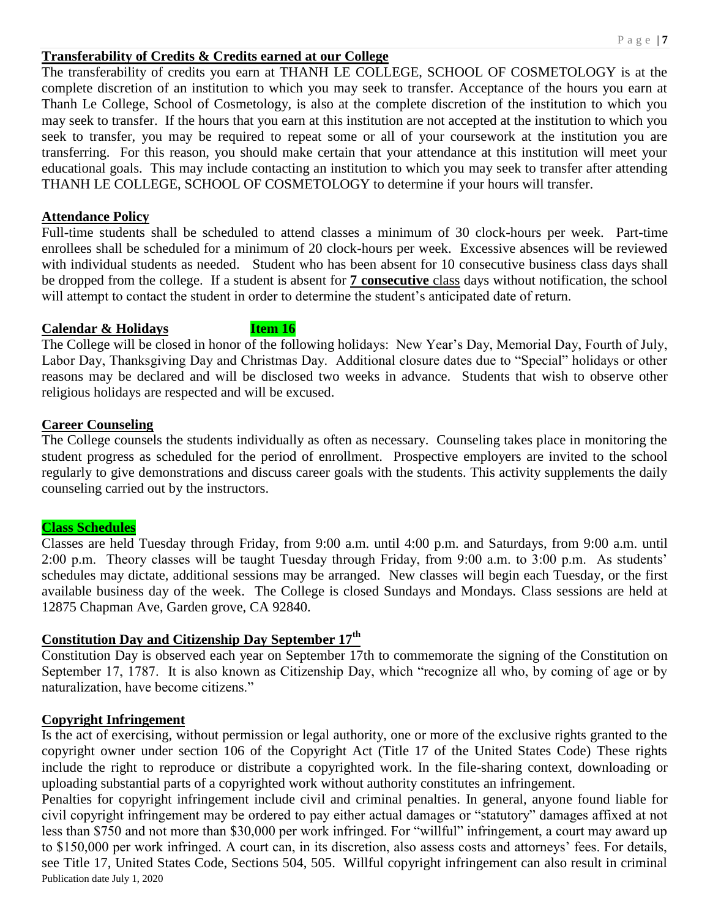## **Transferability of Credits & Credits earned at our College**

The transferability of credits you earn at THANH LE COLLEGE, SCHOOL OF COSMETOLOGY is at the complete discretion of an institution to which you may seek to transfer. Acceptance of the hours you earn at Thanh Le College, School of Cosmetology, is also at the complete discretion of the institution to which you may seek to transfer. If the hours that you earn at this institution are not accepted at the institution to which you seek to transfer, you may be required to repeat some or all of your coursework at the institution you are transferring. For this reason, you should make certain that your attendance at this institution will meet your educational goals. This may include contacting an institution to which you may seek to transfer after attending THANH LE COLLEGE, SCHOOL OF COSMETOLOGY to determine if your hours will transfer.

## **Attendance Policy**

Full-time students shall be scheduled to attend classes a minimum of 30 clock-hours per week. Part-time enrollees shall be scheduled for a minimum of 20 clock-hours per week. Excessive absences will be reviewed with individual students as needed. Student who has been absent for 10 consecutive business class days shall be dropped from the college. If a student is absent for **7 consecutive** class days without notification, the school will attempt to contact the student in order to determine the student's anticipated date of return.

## **Calendar & Holidays** **Item 16**

The College will be closed in honor of the following holidays: New Year's Day, Memorial Day, Fourth of July, Labor Day, Thanksgiving Day and Christmas Day. Additional closure dates due to "Special" holidays or other reasons may be declared and will be disclosed two weeks in advance. Students that wish to observe other religious holidays are respected and will be excused.

## **Career Counseling**

The College counsels the students individually as often as necessary. Counseling takes place in monitoring the student progress as scheduled for the period of enrollment. Prospective employers are invited to the school regularly to give demonstrations and discuss career goals with the students. This activity supplements the daily counseling carried out by the instructors.

## **Class Schedules**

Classes are held Tuesday through Friday, from 9:00 a.m. until 4:00 p.m. and Saturdays, from 9:00 a.m. until 2:00 p.m. Theory classes will be taught Tuesday through Friday, from 9:00 a.m. to 3:00 p.m. As students' schedules may dictate, additional sessions may be arranged. New classes will begin each Tuesday, or the first available business day of the week. The College is closed Sundays and Mondays. Class sessions are held at 12875 Chapman Ave, Garden grove, CA 92840.

## **Constitution Day and Citizenship Day September 17th**

Constitution Day is observed each year on September 17th to commemorate the signing of the Constitution on September 17, 1787. It is also known as Citizenship Day, which "recognize all who, by coming of age or by naturalization, have become citizens."

## **Copyright Infringement**

Is the act of exercising, without permission or legal authority, one or more of the exclusive rights granted to the copyright owner under section 106 of the Copyright Act (Title 17 of the United States Code) These rights include the right to reproduce or distribute a copyrighted work. In the file-sharing context, downloading or uploading substantial parts of a copyrighted work without authority constitutes an infringement.

Penalties for copyright infringement include civil and criminal penalties. In general, anyone found liable for civil copyright infringement may be ordered to pay either actual damages or "statutory" damages affixed at not less than $750 and not more than $30,000 per work infringed. For "willful" infringement, a court may award up to $150,000 per work infringed. A court can, in its discretion, also assess costs and attorneys' fees. For details, see Title 17, United States Code, Sections 504, 505. Willful copyright infringement can also result in criminal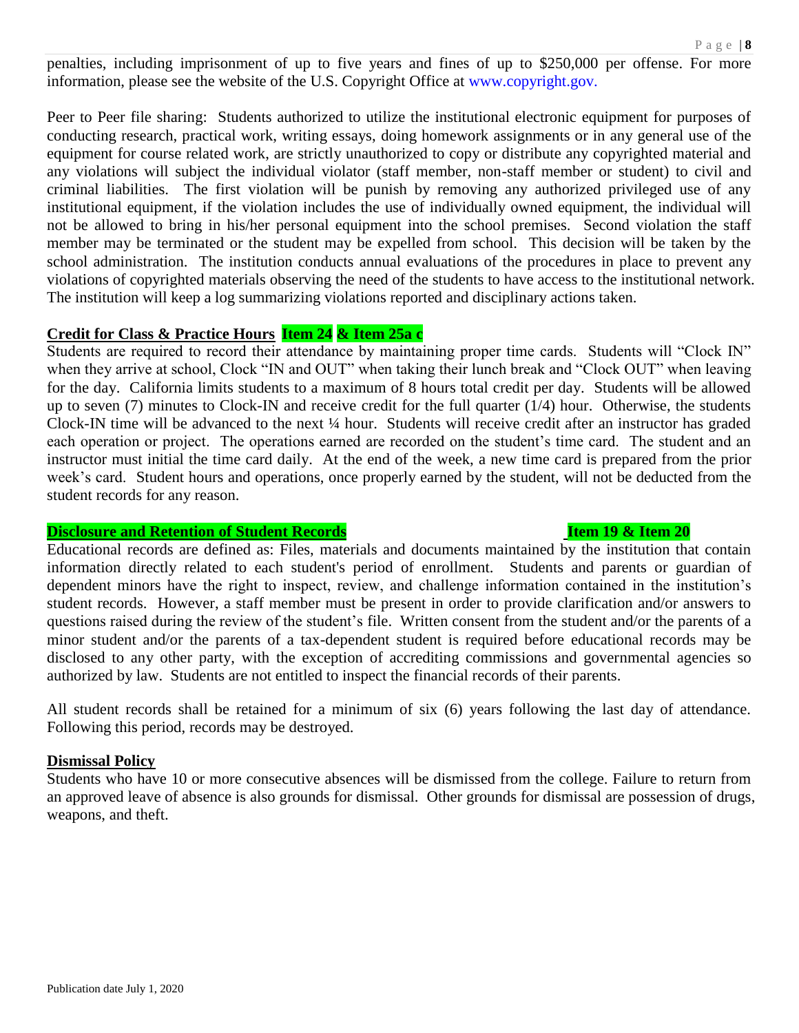penalties, including imprisonment of up to five years and fines of up to $250,000 per offense. For more information, please see the website of the U.S. Copyright Office at www.copyright.gov.

Peer to Peer file sharing: Students authorized to utilize the institutional electronic equipment for purposes of conducting research, practical work, writing essays, doing homework assignments or in any general use of the equipment for course related work, are strictly unauthorized to copy or distribute any copyrighted material and any violations will subject the individual violator (staff member, non-staff member or student) to civil and criminal liabilities. The first violation will be punish by removing any authorized privileged use of any institutional equipment, if the violation includes the use of individually owned equipment, the individual will not be allowed to bring in his/her personal equipment into the school premises. Second violation the staff member may be terminated or the student may be expelled from school. This decision will be taken by the school administration. The institution conducts annual evaluations of the procedures in place to prevent any violations of copyrighted materials observing the need of the students to have access to the institutional network. The institution will keep a log summarizing violations reported and disciplinary actions taken.

**Credit for Class & Practice Hours** **Item 24 & Item 25a c**

Students are required to record their attendance by maintaining proper time cards. Students will "Clock IN" when they arrive at school, Clock "IN and OUT" when taking their lunch break and "Clock OUT" when leaving for the day. California limits students to a maximum of 8 hours total credit per day. Students will be allowed up to seven (7) minutes to Clock-IN and receive credit for the full quarter (1/4) hour. Otherwise, the students Clock-IN time will be advanced to the next ¼ hour. Students will receive credit after an instructor has graded each operation or project. The operations earned are recorded on the student's time card. The student and an instructor must initial the time card daily. At the end of the week, a new time card is prepared from the prior week's card. Student hours and operations, once properly earned by the student, will not be deducted from the student records for any reason.

**Disclosure and Retention of Student Records** **Item 19 & Item 20**

Educational records are defined as: Files, materials and documents maintained by the institution that contain information directly related to each student's period of enrollment. Students and parents or guardian of dependent minors have the right to inspect, review, and challenge information contained in the institution's student records. However, a staff member must be present in order to provide clarification and/or answers to questions raised during the review of the student's file. Written consent from the student and/or the parents of a minor student and/or the parents of a tax-dependent student is required before educational records may be disclosed to any other party, with the exception of accrediting commissions and governmental agencies so authorized by law. Students are not entitled to inspect the financial records of their parents.

All student records shall be retained for a minimum of six (6) years following the last day of attendance. Following this period, records may be destroyed.

**Dismissal Policy**

Students who have 10 or more consecutive absences will be dismissed from the college. Failure to return from an approved leave of absence is also grounds for dismissal. Other grounds for dismissal are possession of drugs, weapons, and theft.

Publication date July 1, 2020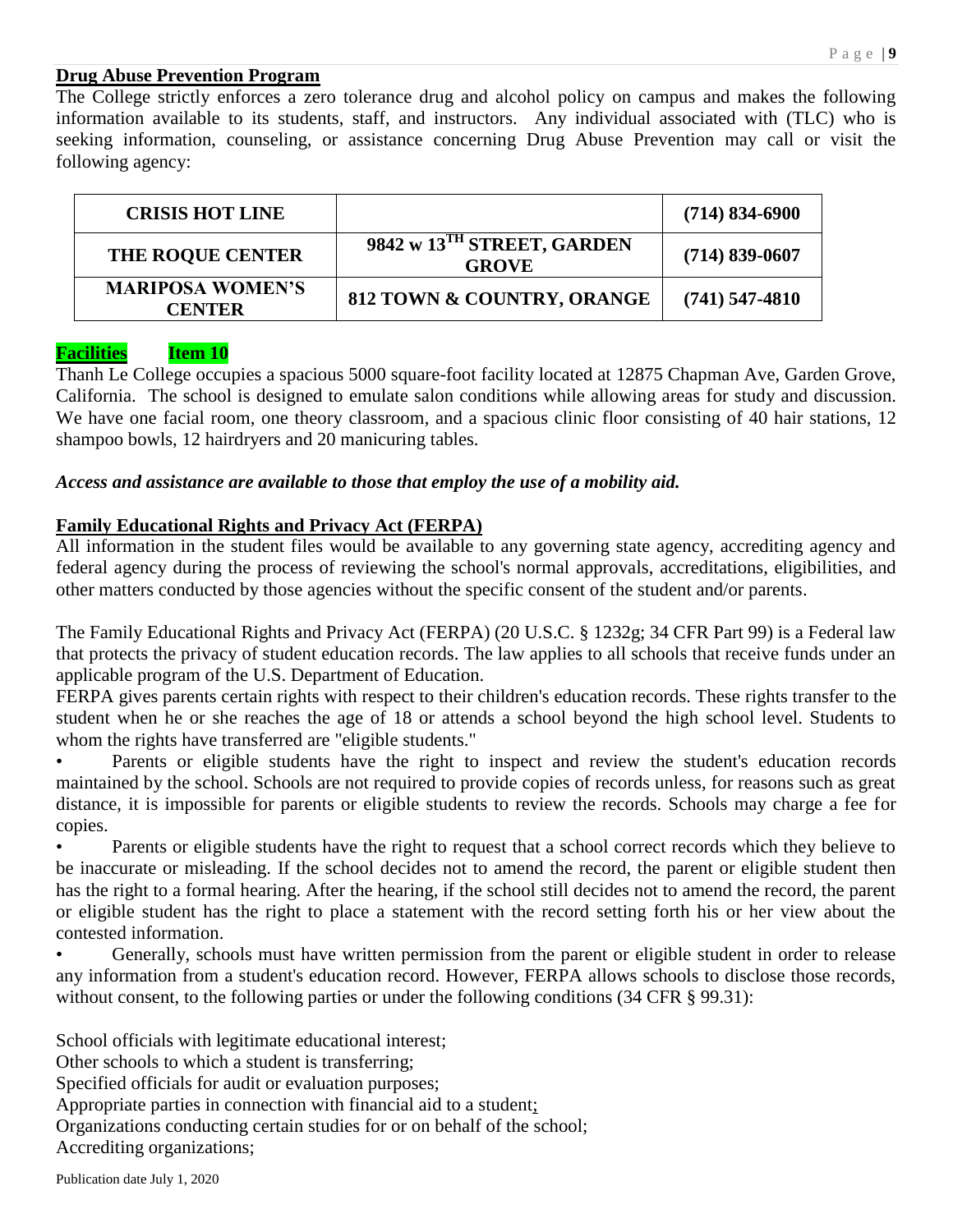**Drug Abuse Prevention Program**

The College strictly enforces a zero tolerance drug and alcohol policy on campus and makes the following information available to its students, staff, and instructors. Any individual associated with (TLC) who is seeking information, counseling, or assistance concerning Drug Abuse Prevention may call or visit the following agency:

| | | |
|---|---|---|
| **CRISIS HOT LINE** | | **(714) 834-6900** |
| **THE ROQUE CENTER** | **9842 w 13TH STREET, GARDEN GROVE** | **(714) 839-0607** |
| **MARIPOSA WOMEN'S CENTER** | **812 TOWN & COUNTRY, ORANGE** | **(741) 547-4810** |

**Facilities**     **Item 10**

Thanh Le College occupies a spacious 5000 square-foot facility located at 12875 Chapman Ave, Garden Grove, California. The school is designed to emulate salon conditions while allowing areas for study and discussion. We have one facial room, one theory classroom, and a spacious clinic floor consisting of 40 hair stations, 12 shampoo bowls, 12 hairdryers and 20 manicuring tables.

***Access and assistance are available to those that employ the use of a mobility aid.***

**Family Educational Rights and Privacy Act (FERPA)**

All information in the student files would be available to any governing state agency, accrediting agency and federal agency during the process of reviewing the school's normal approvals, accreditations, eligibilities, and other matters conducted by those agencies without the specific consent of the student and/or parents.

The Family Educational Rights and Privacy Act (FERPA) (20 U.S.C. § 1232g; 34 CFR Part 99) is a Federal law that protects the privacy of student education records. The law applies to all schools that receive funds under an applicable program of the U.S. Department of Education.

FERPA gives parents certain rights with respect to their children's education records. These rights transfer to the student when he or she reaches the age of 18 or attends a school beyond the high school level. Students to whom the rights have transferred are "eligible students."

- Parents or eligible students have the right to inspect and review the student's education records maintained by the school. Schools are not required to provide copies of records unless, for reasons such as great distance, it is impossible for parents or eligible students to review the records. Schools may charge a fee for copies.
- Parents or eligible students have the right to request that a school correct records which they believe to be inaccurate or misleading. If the school decides not to amend the record, the parent or eligible student then has the right to a formal hearing. After the hearing, if the school still decides not to amend the record, the parent or eligible student has the right to place a statement with the record setting forth his or her view about the contested information.
- Generally, schools must have written permission from the parent or eligible student in order to release any information from a student's education record. However, FERPA allows schools to disclose those records, without consent, to the following parties or under the following conditions (34 CFR § 99.31):

School officials with legitimate educational interest;
Other schools to which a student is transferring;
Specified officials for audit or evaluation purposes;
Appropriate parties in connection with financial aid to a student;
Organizations conducting certain studies for or on behalf of the school;
Accrediting organizations;

Publication date July 1, 2020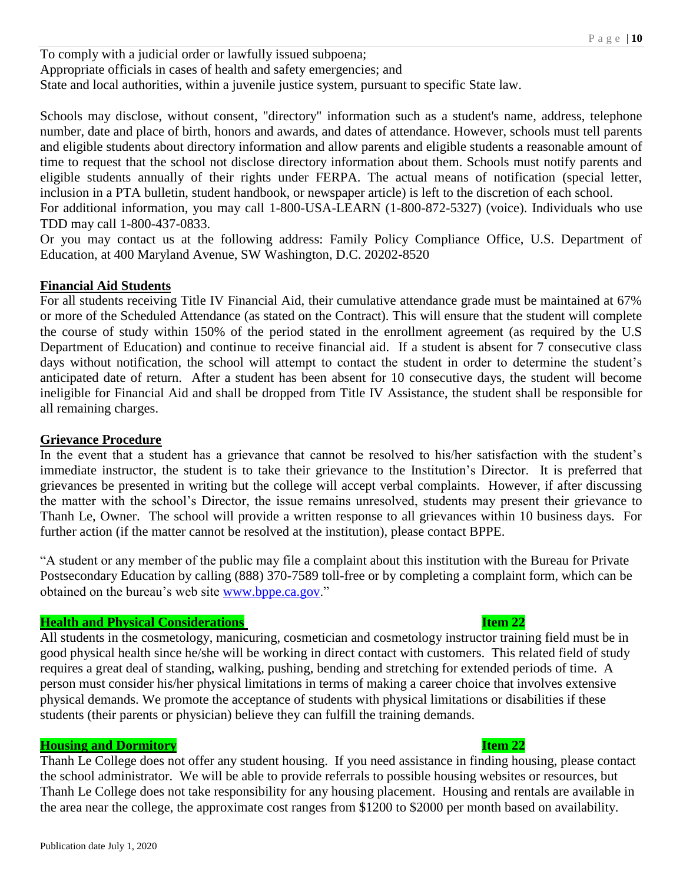To comply with a judicial order or lawfully issued subpoena;
Appropriate officials in cases of health and safety emergencies; and
State and local authorities, within a juvenile justice system, pursuant to specific State law.

Schools may disclose, without consent, "directory" information such as a student's name, address, telephone number, date and place of birth, honors and awards, and dates of attendance. However, schools must tell parents and eligible students about directory information and allow parents and eligible students a reasonable amount of time to request that the school not disclose directory information about them. Schools must notify parents and eligible students annually of their rights under FERPA. The actual means of notification (special letter, inclusion in a PTA bulletin, student handbook, or newspaper article) is left to the discretion of each school.
For additional information, you may call 1-800-USA-LEARN (1-800-872-5327) (voice). Individuals who use TDD may call 1-800-437-0833.
Or you may contact us at the following address: Family Policy Compliance Office, U.S. Department of Education, at 400 Maryland Avenue, SW Washington, D.C. 20202-8520

**Financial Aid Students**

For all students receiving Title IV Financial Aid, their cumulative attendance grade must be maintained at 67% or more of the Scheduled Attendance (as stated on the Contract). This will ensure that the student will complete the course of study within 150% of the period stated in the enrollment agreement (as required by the U.S Department of Education) and continue to receive financial aid. If a student is absent for 7 consecutive class days without notification, the school will attempt to contact the student in order to determine the student's anticipated date of return. After a student has been absent for 10 consecutive days, the student will become ineligible for Financial Aid and shall be dropped from Title IV Assistance, the student shall be responsible for all remaining charges.

**Grievance Procedure**

In the event that a student has a grievance that cannot be resolved to his/her satisfaction with the student's immediate instructor, the student is to take their grievance to the Institution's Director. It is preferred that grievances be presented in writing but the college will accept verbal complaints. However, if after discussing the matter with the school's Director, the issue remains unresolved, students may present their grievance to Thanh Le, Owner. The school will provide a written response to all grievances within 10 business days. For further action (if the matter cannot be resolved at the institution), please contact BPPE.

"A student or any member of the public may file a complaint about this institution with the Bureau for Private Postsecondary Education by calling (888) 370-7589 toll-free or by completing a complaint form, which can be obtained on the bureau's web site www.bppe.ca.gov."

**Health and Physical Considerations** **Item 22**

All students in the cosmetology, manicuring, cosmetician and cosmetology instructor training field must be in good physical health since he/she will be working in direct contact with customers. This related field of study requires a great deal of standing, walking, pushing, bending and stretching for extended periods of time. A person must consider his/her physical limitations in terms of making a career choice that involves extensive physical demands. We promote the acceptance of students with physical limitations or disabilities if these students (their parents or physician) believe they can fulfill the training demands.

**Housing and Dormitory** **Item 22**

Thanh Le College does not offer any student housing. If you need assistance in finding housing, please contact the school administrator. We will be able to provide referrals to possible housing websites or resources, but Thanh Le College does not take responsibility for any housing placement. Housing and rentals are available in the area near the college, the approximate cost ranges from $1200 to $2000 per month based on availability.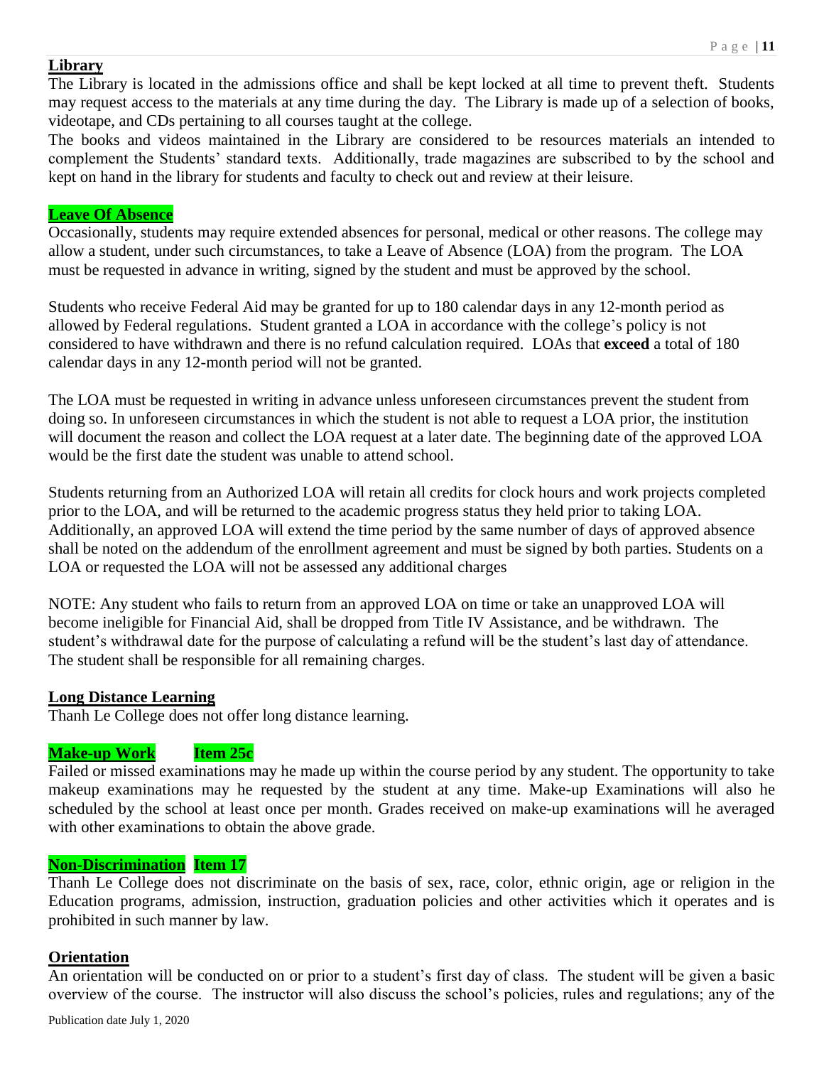## Library

The Library is located in the admissions office and shall be kept locked at all time to prevent theft. Students may request access to the materials at any time during the day. The Library is made up of a selection of books, videotape, and CDs pertaining to all courses taught at the college.

The books and videos maintained in the Library are considered to be resources materials an intended to complement the Students' standard texts. Additionally, trade magazines are subscribed to by the school and kept on hand in the library for students and faculty to check out and review at their leisure.

## Leave Of Absence

Occasionally, students may require extended absences for personal, medical or other reasons. The college may allow a student, under such circumstances, to take a Leave of Absence (LOA) from the program. The LOA must be requested in advance in writing, signed by the student and must be approved by the school.

Students who receive Federal Aid may be granted for up to 180 calendar days in any 12-month period as allowed by Federal regulations. Student granted a LOA in accordance with the college's policy is not considered to have withdrawn and there is no refund calculation required. LOAs that **exceed** a total of 180 calendar days in any 12-month period will not be granted.

The LOA must be requested in writing in advance unless unforeseen circumstances prevent the student from doing so. In unforeseen circumstances in which the student is not able to request a LOA prior, the institution will document the reason and collect the LOA request at a later date. The beginning date of the approved LOA would be the first date the student was unable to attend school.

Students returning from an Authorized LOA will retain all credits for clock hours and work projects completed prior to the LOA, and will be returned to the academic progress status they held prior to taking LOA. Additionally, an approved LOA will extend the time period by the same number of days of approved absence shall be noted on the addendum of the enrollment agreement and must be signed by both parties. Students on a LOA or requested the LOA will not be assessed any additional charges

NOTE: Any student who fails to return from an approved LOA on time or take an unapproved LOA will become ineligible for Financial Aid, shall be dropped from Title IV Assistance, and be withdrawn. The student's withdrawal date for the purpose of calculating a refund will be the student's last day of attendance. The student shall be responsible for all remaining charges.

## Long Distance Learning

Thanh Le College does not offer long distance learning.

## Make-up Work Item 25c

Failed or missed examinations may he made up within the course period by any student. The opportunity to take makeup examinations may he requested by the student at any time. Make-up Examinations will also he scheduled by the school at least once per month. Grades received on make-up examinations will he averaged with other examinations to obtain the above grade.

## Non-Discrimination Item 17

Thanh Le College does not discriminate on the basis of sex, race, color, ethnic origin, age or religion in the Education programs, admission, instruction, graduation policies and other activities which it operates and is prohibited in such manner by law.

## Orientation

An orientation will be conducted on or prior to a student's first day of class. The student will be given a basic overview of the course. The instructor will also discuss the school's policies, rules and regulations; any of the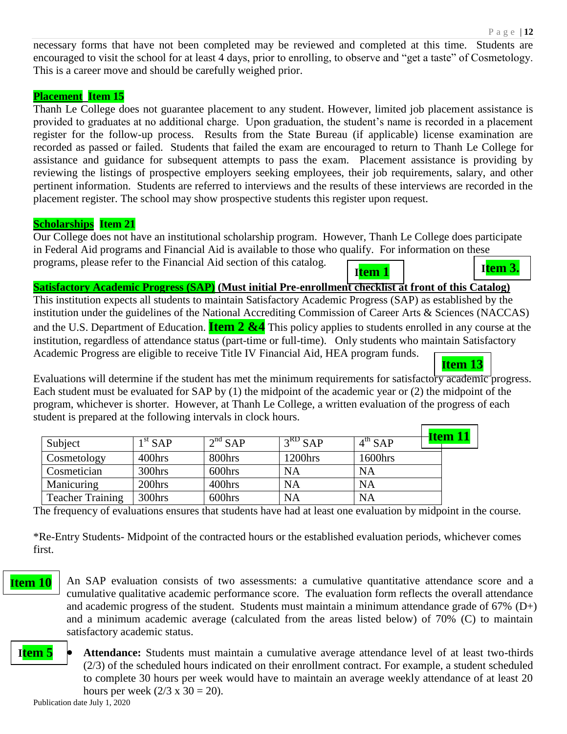necessary forms that have not been completed may be reviewed and completed at this time. Students are encouraged to visit the school for at least 4 days, prior to enrolling, to observe and "get a taste" of Cosmetology. This is a career move and should be carefully weighed prior.

**Placement Item 15**

Thanh Le College does not guarantee placement to any student. However, limited job placement assistance is provided to graduates at no additional charge. Upon graduation, the student's name is recorded in a placement register for the follow-up process. Results from the State Bureau (if applicable) license examination are recorded as passed or failed. Students that failed the exam are encouraged to return to Thanh Le College for assistance and guidance for subsequent attempts to pass the exam. Placement assistance is providing by reviewing the listings of prospective employers seeking employees, their job requirements, salary, and other pertinent information. Students are referred to interviews and the results of these interviews are recorded in the placement register. The school may show prospective students this register upon request.

**Scholarships Item 21**

Our College does not have an institutional scholarship program. However, Thanh Le College does participate in Federal Aid programs and Financial Aid is available to those who qualify. For information on these programs, please refer to the Financial Aid section of this catalog.

**Item 1** **Item 3.**

**Satisfactory Academic Progress (SAP) (Must initial Pre-enrollment checklist at front of this Catalog)**

This institution expects all students to maintain Satisfactory Academic Progress (SAP) as established by the institution under the guidelines of the National Accrediting Commission of Career Arts & Sciences (NACCAS) and the U.S. Department of Education. **Item 2 &4** This policy applies to students enrolled in any course at the institution, regardless of attendance status (part-time or full-time). Only students who maintain Satisfactory Academic Progress are eligible to receive Title IV Financial Aid, HEA program funds.

**Item 13**

Evaluations will determine if the student has met the minimum requirements for satisfactory academic progress. Each student must be evaluated for SAP by (1) the midpoint of the academic year or (2) the midpoint of the program, whichever is shorter. However, at Thanh Le College, a written evaluation of the progress of each student is prepared at the following intervals in clock hours.

**Item 11**

| Subject | 1st SAP | 2nd SAP | 3RD SAP | 4th SAP |
|---|---|---|---|---|
| Cosmetology | 400hrs | 800hrs | 1200hrs | 1600hrs |
| Cosmetician | 300hrs | 600hrs | NA | NA |
| Manicuring | 200hrs | 400hrs | NA | NA |
| Teacher Training | 300hrs | 600hrs | NA | NA |

The frequency of evaluations ensures that students have had at least one evaluation by midpoint in the course.

*Re-Entry Students- Midpoint of the contracted hours or the established evaluation periods, whichever comes first.

**Item 10** An SAP evaluation consists of two assessments: a cumulative quantitative attendance score and a cumulative qualitative academic performance score. The evaluation form reflects the overall attendance and academic progress of the student. Students must maintain a minimum attendance grade of 67% (D+) and a minimum academic average (calculated from the areas listed below) of 70% (C) to maintain satisfactory academic status.

**Item 5**

- **Attendance:** Students must maintain a cumulative average attendance level of at least two-thirds (2/3) of the scheduled hours indicated on their enrollment contract. For example, a student scheduled to complete 30 hours per week would have to maintain an average weekly attendance of at least 20 hours per week ($2/3 \times 30 = 20$).

Publication date July 1, 2020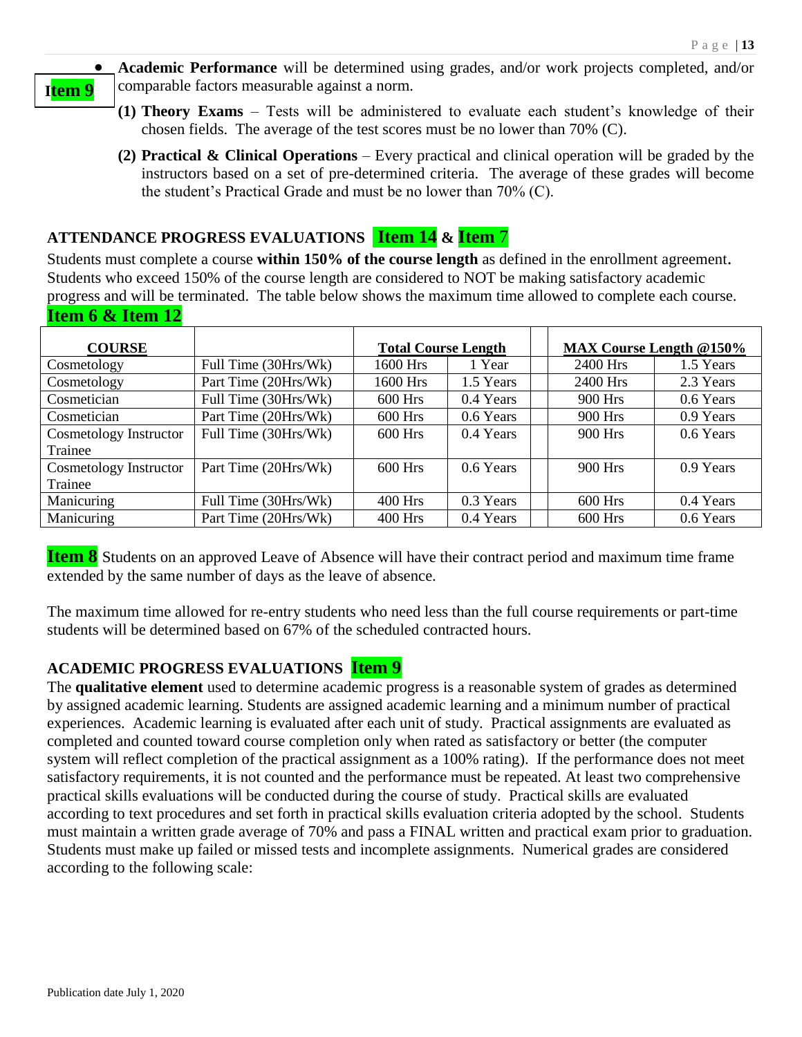**Item 9**

- **Academic Performance** will be determined using grades, and/or work projects completed, and/or comparable factors measurable against a norm.
  - **(1) Theory Exams** – Tests will be administered to evaluate each student's knowledge of their chosen fields. The average of the test scores must be no lower than 70% (C).
  - **(2) Practical & Clinical Operations** – Every practical and clinical operation will be graded by the instructors based on a set of pre-determined criteria. The average of these grades will become the student's Practical Grade and must be no lower than 70% (C).

## ATTENDANCE PROGRESS EVALUATIONS Item 14 & Item 7

Students must complete a course **within 150% of the course length** as defined in the enrollment agreement. Students who exceed 150% of the course length are considered to NOT be making satisfactory academic progress and will be terminated. The table below shows the maximum time allowed to complete each course.

**Item 6 & Item 12**

| COURSE | | Total Course Length | | MAX Course Length @150% | |
|---|---|---|---|---|---|
| Cosmetology | Full Time (30Hrs/Wk) | 1600 Hrs | 1 Year | 2400 Hrs | 1.5 Years |
| Cosmetology | Part Time (20Hrs/Wk) | 1600 Hrs | 1.5 Years | 2400 Hrs | 2.3 Years |
| Cosmetician | Full Time (30Hrs/Wk) | 600 Hrs | 0.4 Years | 900 Hrs | 0.6 Years |
| Cosmetician | Part Time (20Hrs/Wk) | 600 Hrs | 0.6 Years | 900 Hrs | 0.9 Years |
| Cosmetology Instructor Trainee | Full Time (30Hrs/Wk) | 600 Hrs | 0.4 Years | 900 Hrs | 0.6 Years |
| Cosmetology Instructor Trainee | Part Time (20Hrs/Wk) | 600 Hrs | 0.6 Years | 900 Hrs | 0.9 Years |
| Manicuring | Full Time (30Hrs/Wk) | 400 Hrs | 0.3 Years | 600 Hrs | 0.4 Years |
| Manicuring | Part Time (20Hrs/Wk) | 400 Hrs | 0.4 Years | 600 Hrs | 0.6 Years |

**Item 8** Students on an approved Leave of Absence will have their contract period and maximum time frame extended by the same number of days as the leave of absence.

The maximum time allowed for re-entry students who need less than the full course requirements or part-time students will be determined based on 67% of the scheduled contracted hours.

## ACADEMIC PROGRESS EVALUATIONS Item 9

The **qualitative element** used to determine academic progress is a reasonable system of grades as determined by assigned academic learning. Students are assigned academic learning and a minimum number of practical experiences. Academic learning is evaluated after each unit of study. Practical assignments are evaluated as completed and counted toward course completion only when rated as satisfactory or better (the computer system will reflect completion of the practical assignment as a 100% rating). If the performance does not meet satisfactory requirements, it is not counted and the performance must be repeated. At least two comprehensive practical skills evaluations will be conducted during the course of study. Practical skills are evaluated according to text procedures and set forth in practical skills evaluation criteria adopted by the school. Students must maintain a written grade average of 70% and pass a FINAL written and practical exam prior to graduation. Students must make up failed or missed tests and incomplete assignments. Numerical grades are considered according to the following scale: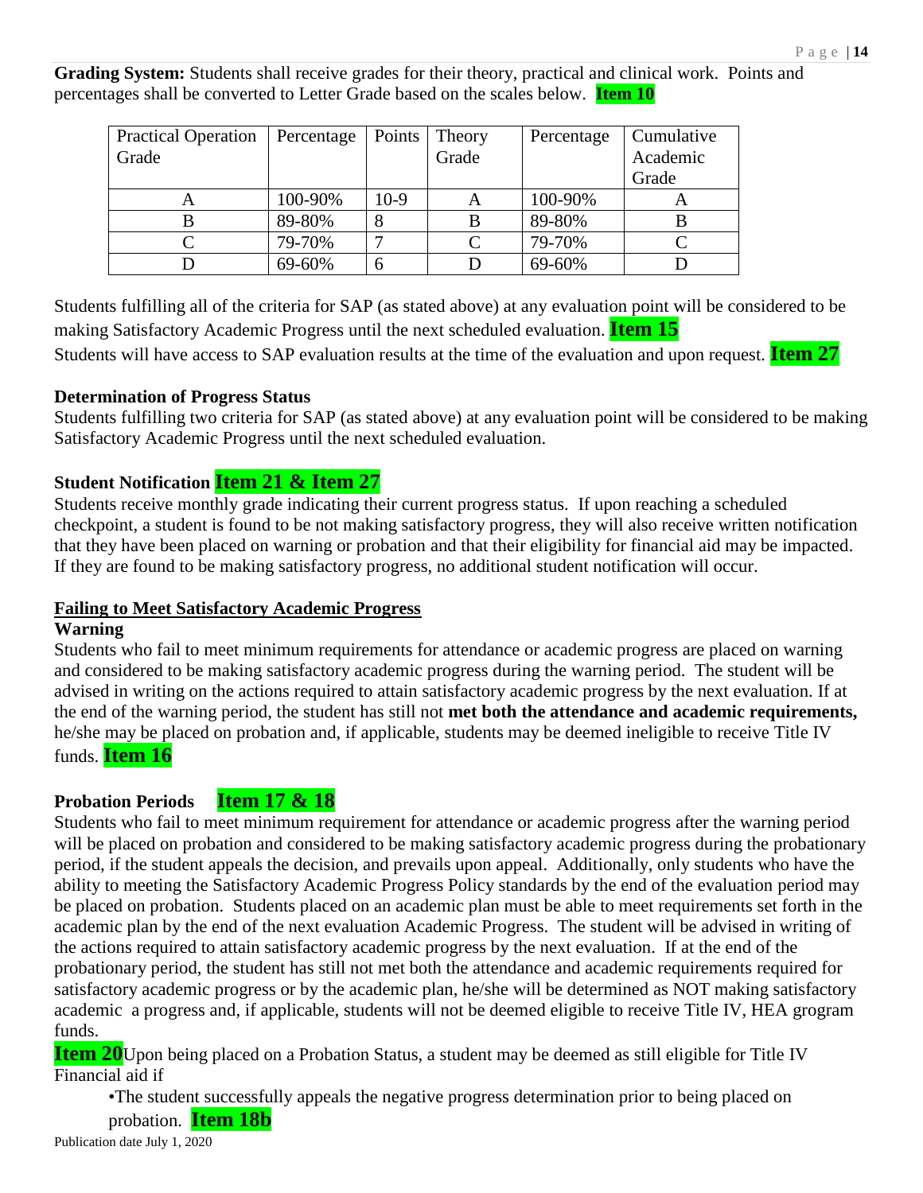**Grading System:** Students shall receive grades for their theory, practical and clinical work. Points and percentages shall be converted to Letter Grade based on the scales below. **Item 10**

| Practical Operation Grade | Percentage | Points | Theory Grade | Percentage | Cumulative Academic Grade |
|---|---|---|---|---|---|
| A | 100-90% | 10-9 | A | 100-90% | A |
| B | 89-80% | 8 | B | 89-80% | B |
| C | 79-70% | 7 | C | 79-70% | C |
| D | 69-60% | 6 | D | 69-60% | D |

Students fulfilling all of the criteria for SAP (as stated above) at any evaluation point will be considered to be making Satisfactory Academic Progress until the next scheduled evaluation. **Item 15**

Students will have access to SAP evaluation results at the time of the evaluation and upon request. **Item 27**

**Determination of Progress Status**

Students fulfilling two criteria for SAP (as stated above) at any evaluation point will be considered to be making Satisfactory Academic Progress until the next scheduled evaluation.

**Student Notification Item 21 & Item 27**

Students receive monthly grade indicating their current progress status. If upon reaching a scheduled checkpoint, a student is found to be not making satisfactory progress, they will also receive written notification that they have been placed on warning or probation and that their eligibility for financial aid may be impacted. If they are found to be making satisfactory progress, no additional student notification will occur.

**Failing to Meet Satisfactory Academic Progress**

**Warning**

Students who fail to meet minimum requirements for attendance or academic progress are placed on warning and considered to be making satisfactory academic progress during the warning period. The student will be advised in writing on the actions required to attain satisfactory academic progress by the next evaluation. If at the end of the warning period, the student has still not **met both the attendance and academic requirements,** he/she may be placed on probation and, if applicable, students may be deemed ineligible to receive Title IV funds. **Item 16**

**Probation Periods Item 17 & 18**

Students who fail to meet minimum requirement for attendance or academic progress after the warning period will be placed on probation and considered to be making satisfactory academic progress during the probationary period, if the student appeals the decision, and prevails upon appeal. Additionally, only students who have the ability to meeting the Satisfactory Academic Progress Policy standards by the end of the evaluation period may be placed on probation. Students placed on an academic plan must be able to meet requirements set forth in the academic plan by the end of the next evaluation Academic Progress. The student will be advised in writing of the actions required to attain satisfactory academic progress by the next evaluation. If at the end of the probationary period, the student has still not met both the attendance and academic requirements required for satisfactory academic progress or by the academic plan, he/she will be determined as NOT making satisfactory academic a progress and, if applicable, students will not be deemed eligible to receive Title IV, HEA grogram funds.

**Item 20** Upon being placed on a Probation Status, a student may be deemed as still eligible for Title IV Financial aid if

- The student successfully appeals the negative progress determination prior to being placed on probation. **Item 18b**

Publication date July 1, 2020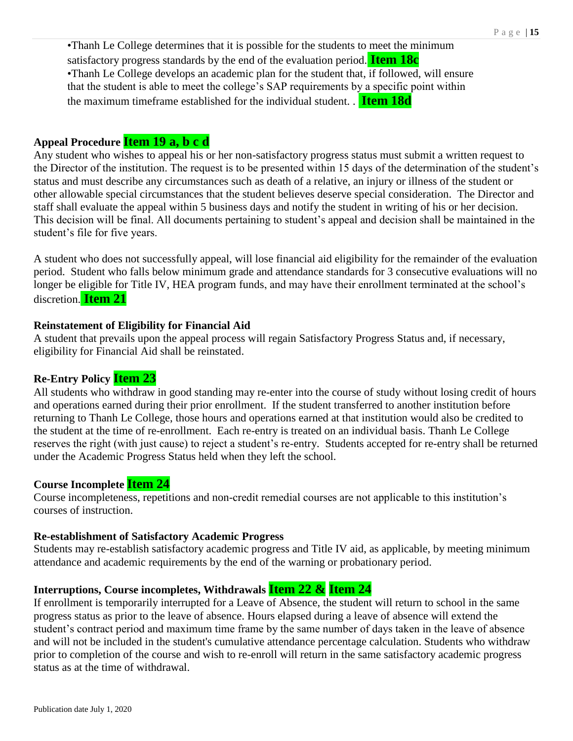•Thanh Le College determines that it is possible for the students to meet the minimum satisfactory progress standards by the end of the evaluation period. **Item 18c**

•Thanh Le College develops an academic plan for the student that, if followed, will ensure that the student is able to meet the college's SAP requirements by a specific point within the maximum timeframe established for the individual student. . **Item 18d**

**Appeal Procedure Item 19 a, b c d**

Any student who wishes to appeal his or her non-satisfactory progress status must submit a written request to the Director of the institution. The request is to be presented within 15 days of the determination of the student's status and must describe any circumstances such as death of a relative, an injury or illness of the student or other allowable special circumstances that the student believes deserve special consideration. The Director and staff shall evaluate the appeal within 5 business days and notify the student in writing of his or her decision. This decision will be final. All documents pertaining to student's appeal and decision shall be maintained in the student's file for five years.

A student who does not successfully appeal, will lose financial aid eligibility for the remainder of the evaluation period. Student who falls below minimum grade and attendance standards for 3 consecutive evaluations will no longer be eligible for Title IV, HEA program funds, and may have their enrollment terminated at the school's discretion. **Item 21**

**Reinstatement of Eligibility for Financial Aid**

A student that prevails upon the appeal process will regain Satisfactory Progress Status and, if necessary, eligibility for Financial Aid shall be reinstated.

**Re-Entry Policy Item 23**

All students who withdraw in good standing may re-enter into the course of study without losing credit of hours and operations earned during their prior enrollment. If the student transferred to another institution before returning to Thanh Le College, those hours and operations earned at that institution would also be credited to the student at the time of re-enrollment. Each re-entry is treated on an individual basis. Thanh Le College reserves the right (with just cause) to reject a student's re-entry. Students accepted for re-entry shall be returned under the Academic Progress Status held when they left the school.

**Course Incomplete Item 24**

Course incompleteness, repetitions and non-credit remedial courses are not applicable to this institution's courses of instruction.

**Re-establishment of Satisfactory Academic Progress**

Students may re-establish satisfactory academic progress and Title IV aid, as applicable, by meeting minimum attendance and academic requirements by the end of the warning or probationary period.

**Interruptions, Course incompletes, Withdrawals Item 22 & Item 24**

If enrollment is temporarily interrupted for a Leave of Absence, the student will return to school in the same progress status as prior to the leave of absence. Hours elapsed during a leave of absence will extend the student's contract period and maximum time frame by the same number of days taken in the leave of absence and will not be included in the student's cumulative attendance percentage calculation. Students who withdraw prior to completion of the course and wish to re-enroll will return in the same satisfactory academic progress status as at the time of withdrawal.

Publication date July 1, 2020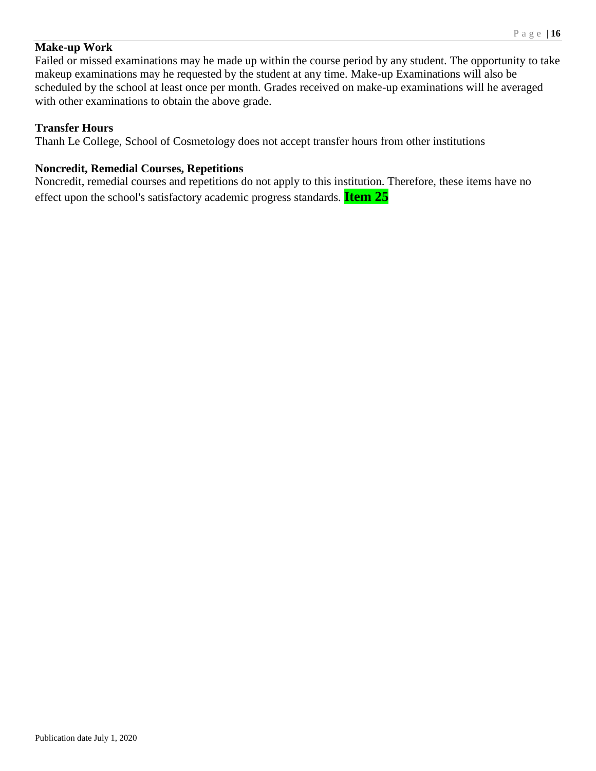**Make-up Work**

Failed or missed examinations may he made up within the course period by any student. The opportunity to take makeup examinations may he requested by the student at any time. Make-up Examinations will also be scheduled by the school at least once per month. Grades received on make-up examinations will he averaged with other examinations to obtain the above grade.

**Transfer Hours**

Thanh Le College, School of Cosmetology does not accept transfer hours from other institutions

**Noncredit, Remedial Courses, Repetitions**

Noncredit, remedial courses and repetitions do not apply to this institution. Therefore, these items have no effect upon the school's satisfactory academic progress standards. **Item 25**

Publication date July 1, 2020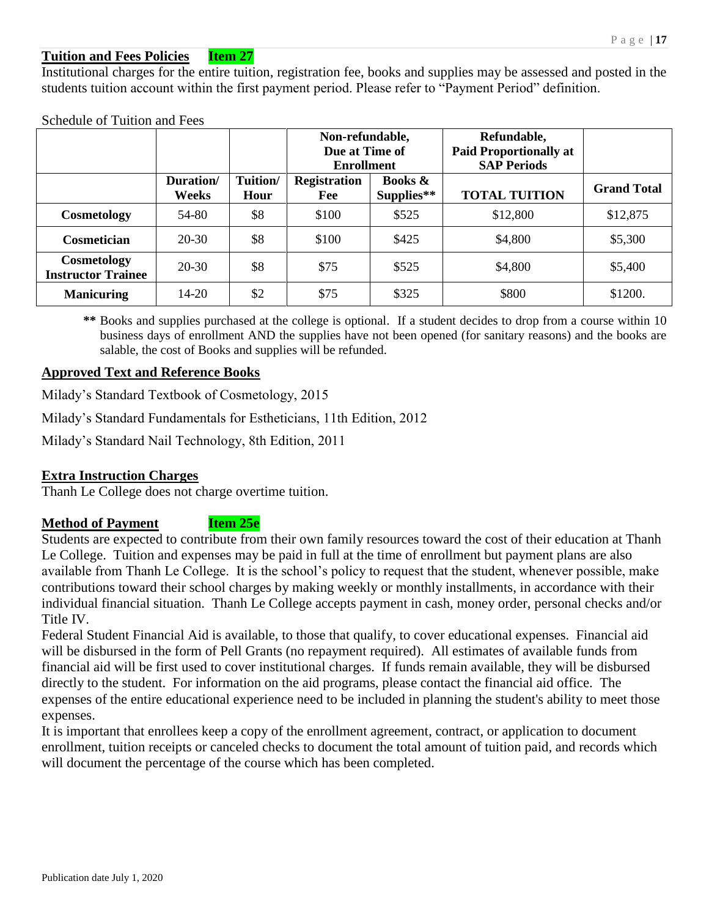## Tuition and Fees Policies **Item 27**

Institutional charges for the entire tuition, registration fee, books and supplies may be assessed and posted in the students tuition account within the first payment period. Please refer to "Payment Period" definition.

Schedule of Tuition and Fees

| | | | **Non-refundable, Due at Time of Enrollment** | | **Refundable, Paid Proportionally at SAP Periods** | |
|---|---|---|---|---|---|---|
| | **Duration/ Weeks** | **Tuition/ Hour** | **Registration Fee** | **Books & Supplies**** | **TOTAL TUITION** | **Grand Total** |
| **Cosmetology** | 54-80 | $8 | $100 | $525 | $12,800 | $12,875 |
| **Cosmetician** | 20-30 | $8 | $100 | $425 | $4,800 | $5,300 |
| **Cosmetology Instructor Trainee** | 20-30 | $8 | $75 | $525 | $4,800 | $5,400 |
| **Manicuring** | 14-20 | $2 | $75 | $325 | $800 | $1200. |

**\*\*** Books and supplies purchased at the college is optional. If a student decides to drop from a course within 10 business days of enrollment AND the supplies have not been opened (for sanitary reasons) and the books are salable, the cost of Books and supplies will be refunded.

## Approved Text and Reference Books

Milady's Standard Textbook of Cosmetology, 2015

Milady's Standard Fundamentals for Estheticians, 11th Edition, 2012

Milady's Standard Nail Technology, 8th Edition, 2011

## Extra Instruction Charges

Thanh Le College does not charge overtime tuition.

## Method of Payment **Item 25e**

Students are expected to contribute from their own family resources toward the cost of their education at Thanh Le College. Tuition and expenses may be paid in full at the time of enrollment but payment plans are also available from Thanh Le College. It is the school's policy to request that the student, whenever possible, make contributions toward their school charges by making weekly or monthly installments, in accordance with their individual financial situation. Thanh Le College accepts payment in cash, money order, personal checks and/or Title IV.

Federal Student Financial Aid is available, to those that qualify, to cover educational expenses. Financial aid will be disbursed in the form of Pell Grants (no repayment required). All estimates of available funds from financial aid will be first used to cover institutional charges. If funds remain available, they will be disbursed directly to the student. For information on the aid programs, please contact the financial aid office. The expenses of the entire educational experience need to be included in planning the student's ability to meet those expenses.

It is important that enrollees keep a copy of the enrollment agreement, contract, or application to document enrollment, tuition receipts or canceled checks to document the total amount of tuition paid, and records which will document the percentage of the course which has been completed.

Publication date July 1, 2020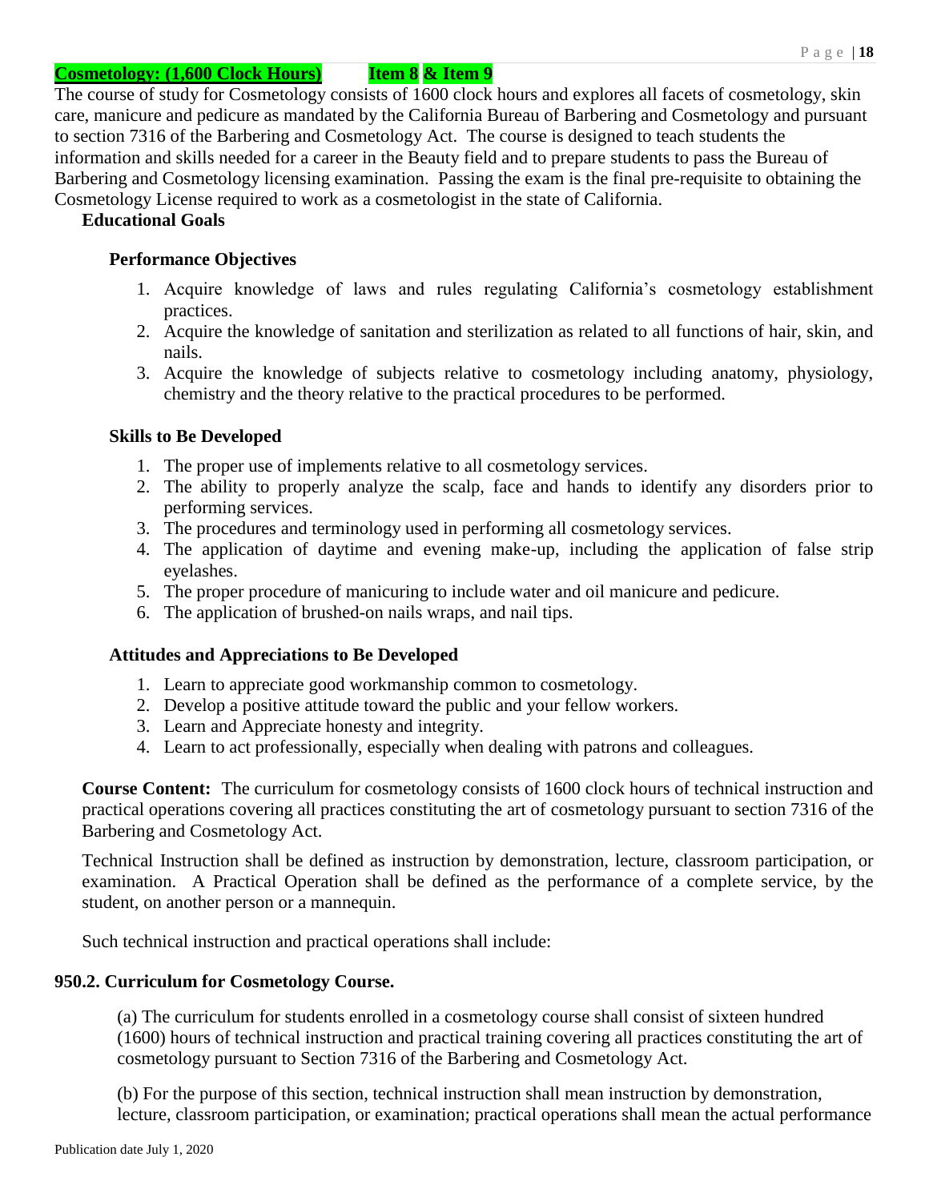**Cosmetology: (1,600 Clock Hours)** **Item 8 & Item 9**

The course of study for Cosmetology consists of 1600 clock hours and explores all facets of cosmetology, skin care, manicure and pedicure as mandated by the California Bureau of Barbering and Cosmetology and pursuant to section 7316 of the Barbering and Cosmetology Act. The course is designed to teach students the information and skills needed for a career in the Beauty field and to prepare students to pass the Bureau of Barbering and Cosmetology licensing examination. Passing the exam is the final pre-requisite to obtaining the Cosmetology License required to work as a cosmetologist in the state of California.

**Educational Goals**

**Performance Objectives**

1. Acquire knowledge of laws and rules regulating California's cosmetology establishment practices.
2. Acquire the knowledge of sanitation and sterilization as related to all functions of hair, skin, and nails.
3. Acquire the knowledge of subjects relative to cosmetology including anatomy, physiology, chemistry and the theory relative to the practical procedures to be performed.

**Skills to Be Developed**

1. The proper use of implements relative to all cosmetology services.
2. The ability to properly analyze the scalp, face and hands to identify any disorders prior to performing services.
3. The procedures and terminology used in performing all cosmetology services.
4. The application of daytime and evening make-up, including the application of false strip eyelashes.
5. The proper procedure of manicuring to include water and oil manicure and pedicure.
6. The application of brushed-on nails wraps, and nail tips.

**Attitudes and Appreciations to Be Developed**

1. Learn to appreciate good workmanship common to cosmetology.
2. Develop a positive attitude toward the public and your fellow workers.
3. Learn and Appreciate honesty and integrity.
4. Learn to act professionally, especially when dealing with patrons and colleagues.

**Course Content:** The curriculum for cosmetology consists of 1600 clock hours of technical instruction and practical operations covering all practices constituting the art of cosmetology pursuant to section 7316 of the Barbering and Cosmetology Act.

Technical Instruction shall be defined as instruction by demonstration, lecture, classroom participation, or examination. A Practical Operation shall be defined as the performance of a complete service, by the student, on another person or a mannequin.

Such technical instruction and practical operations shall include:

**950.2. Curriculum for Cosmetology Course.**

(a) The curriculum for students enrolled in a cosmetology course shall consist of sixteen hundred (1600) hours of technical instruction and practical training covering all practices constituting the art of cosmetology pursuant to Section 7316 of the Barbering and Cosmetology Act.

(b) For the purpose of this section, technical instruction shall mean instruction by demonstration, lecture, classroom participation, or examination; practical operations shall mean the actual performance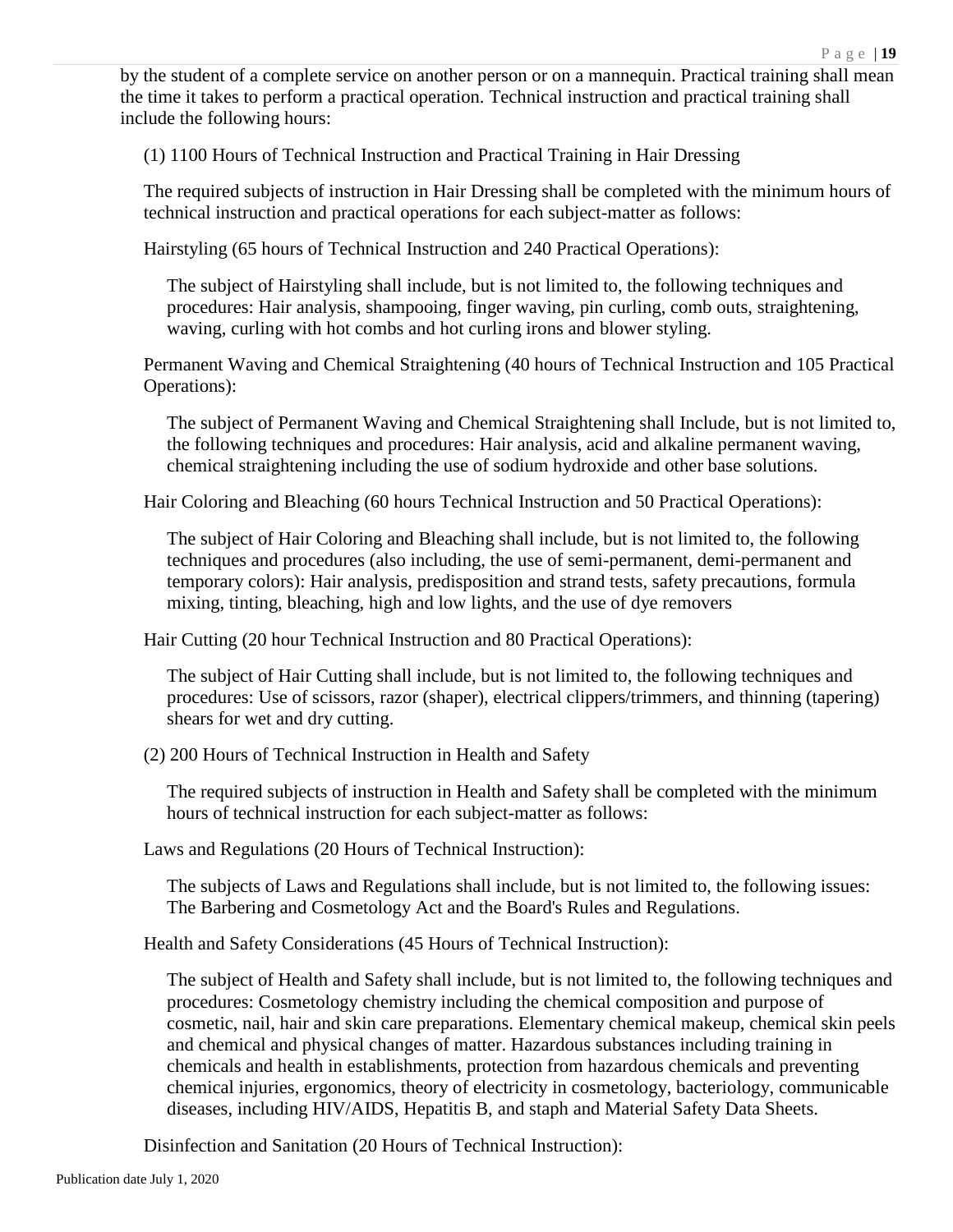by the student of a complete service on another person or on a mannequin. Practical training shall mean the time it takes to perform a practical operation. Technical instruction and practical training shall include the following hours:

(1) 1100 Hours of Technical Instruction and Practical Training in Hair Dressing

The required subjects of instruction in Hair Dressing shall be completed with the minimum hours of technical instruction and practical operations for each subject-matter as follows:

Hairstyling (65 hours of Technical Instruction and 240 Practical Operations):

The subject of Hairstyling shall include, but is not limited to, the following techniques and procedures: Hair analysis, shampooing, finger waving, pin curling, comb outs, straightening, waving, curling with hot combs and hot curling irons and blower styling.

Permanent Waving and Chemical Straightening (40 hours of Technical Instruction and 105 Practical Operations):

The subject of Permanent Waving and Chemical Straightening shall Include, but is not limited to, the following techniques and procedures: Hair analysis, acid and alkaline permanent waving, chemical straightening including the use of sodium hydroxide and other base solutions.

Hair Coloring and Bleaching (60 hours Technical Instruction and 50 Practical Operations):

The subject of Hair Coloring and Bleaching shall include, but is not limited to, the following techniques and procedures (also including, the use of semi-permanent, demi-permanent and temporary colors): Hair analysis, predisposition and strand tests, safety precautions, formula mixing, tinting, bleaching, high and low lights, and the use of dye removers

Hair Cutting (20 hour Technical Instruction and 80 Practical Operations):

The subject of Hair Cutting shall include, but is not limited to, the following techniques and procedures: Use of scissors, razor (shaper), electrical clippers/trimmers, and thinning (tapering) shears for wet and dry cutting.

(2) 200 Hours of Technical Instruction in Health and Safety

The required subjects of instruction in Health and Safety shall be completed with the minimum hours of technical instruction for each subject-matter as follows:

Laws and Regulations (20 Hours of Technical Instruction):

The subjects of Laws and Regulations shall include, but is not limited to, the following issues: The Barbering and Cosmetology Act and the Board's Rules and Regulations.

Health and Safety Considerations (45 Hours of Technical Instruction):

The subject of Health and Safety shall include, but is not limited to, the following techniques and procedures: Cosmetology chemistry including the chemical composition and purpose of cosmetic, nail, hair and skin care preparations. Elementary chemical makeup, chemical skin peels and chemical and physical changes of matter. Hazardous substances including training in chemicals and health in establishments, protection from hazardous chemicals and preventing chemical injuries, ergonomics, theory of electricity in cosmetology, bacteriology, communicable diseases, including HIV/AIDS, Hepatitis B, and staph and Material Safety Data Sheets.

Disinfection and Sanitation (20 Hours of Technical Instruction):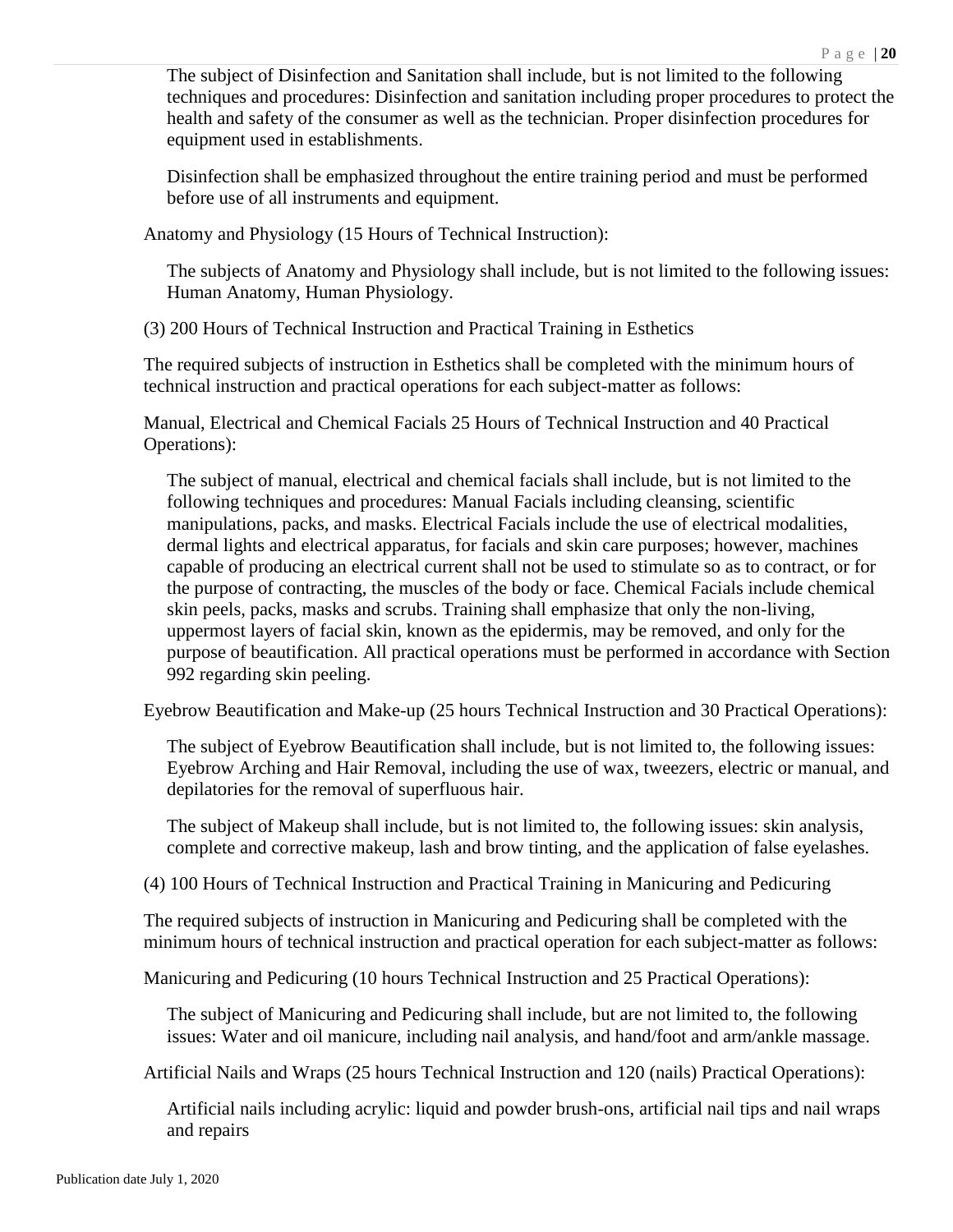The subject of Disinfection and Sanitation shall include, but is not limited to the following techniques and procedures: Disinfection and sanitation including proper procedures to protect the health and safety of the consumer as well as the technician. Proper disinfection procedures for equipment used in establishments.

Disinfection shall be emphasized throughout the entire training period and must be performed before use of all instruments and equipment.

Anatomy and Physiology (15 Hours of Technical Instruction):

The subjects of Anatomy and Physiology shall include, but is not limited to the following issues: Human Anatomy, Human Physiology.

(3) 200 Hours of Technical Instruction and Practical Training in Esthetics

The required subjects of instruction in Esthetics shall be completed with the minimum hours of technical instruction and practical operations for each subject-matter as follows:

Manual, Electrical and Chemical Facials 25 Hours of Technical Instruction and 40 Practical Operations):

The subject of manual, electrical and chemical facials shall include, but is not limited to the following techniques and procedures: Manual Facials including cleansing, scientific manipulations, packs, and masks. Electrical Facials include the use of electrical modalities, dermal lights and electrical apparatus, for facials and skin care purposes; however, machines capable of producing an electrical current shall not be used to stimulate so as to contract, or for the purpose of contracting, the muscles of the body or face. Chemical Facials include chemical skin peels, packs, masks and scrubs. Training shall emphasize that only the non-living, uppermost layers of facial skin, known as the epidermis, may be removed, and only for the purpose of beautification. All practical operations must be performed in accordance with Section 992 regarding skin peeling.

Eyebrow Beautification and Make-up (25 hours Technical Instruction and 30 Practical Operations):

The subject of Eyebrow Beautification shall include, but is not limited to, the following issues: Eyebrow Arching and Hair Removal, including the use of wax, tweezers, electric or manual, and depilatories for the removal of superfluous hair.

The subject of Makeup shall include, but is not limited to, the following issues: skin analysis, complete and corrective makeup, lash and brow tinting, and the application of false eyelashes.

(4) 100 Hours of Technical Instruction and Practical Training in Manicuring and Pedicuring

The required subjects of instruction in Manicuring and Pedicuring shall be completed with the minimum hours of technical instruction and practical operation for each subject-matter as follows:

Manicuring and Pedicuring (10 hours Technical Instruction and 25 Practical Operations):

The subject of Manicuring and Pedicuring shall include, but are not limited to, the following issues: Water and oil manicure, including nail analysis, and hand/foot and arm/ankle massage.

Artificial Nails and Wraps (25 hours Technical Instruction and 120 (nails) Practical Operations):

Artificial nails including acrylic: liquid and powder brush-ons, artificial nail tips and nail wraps and repairs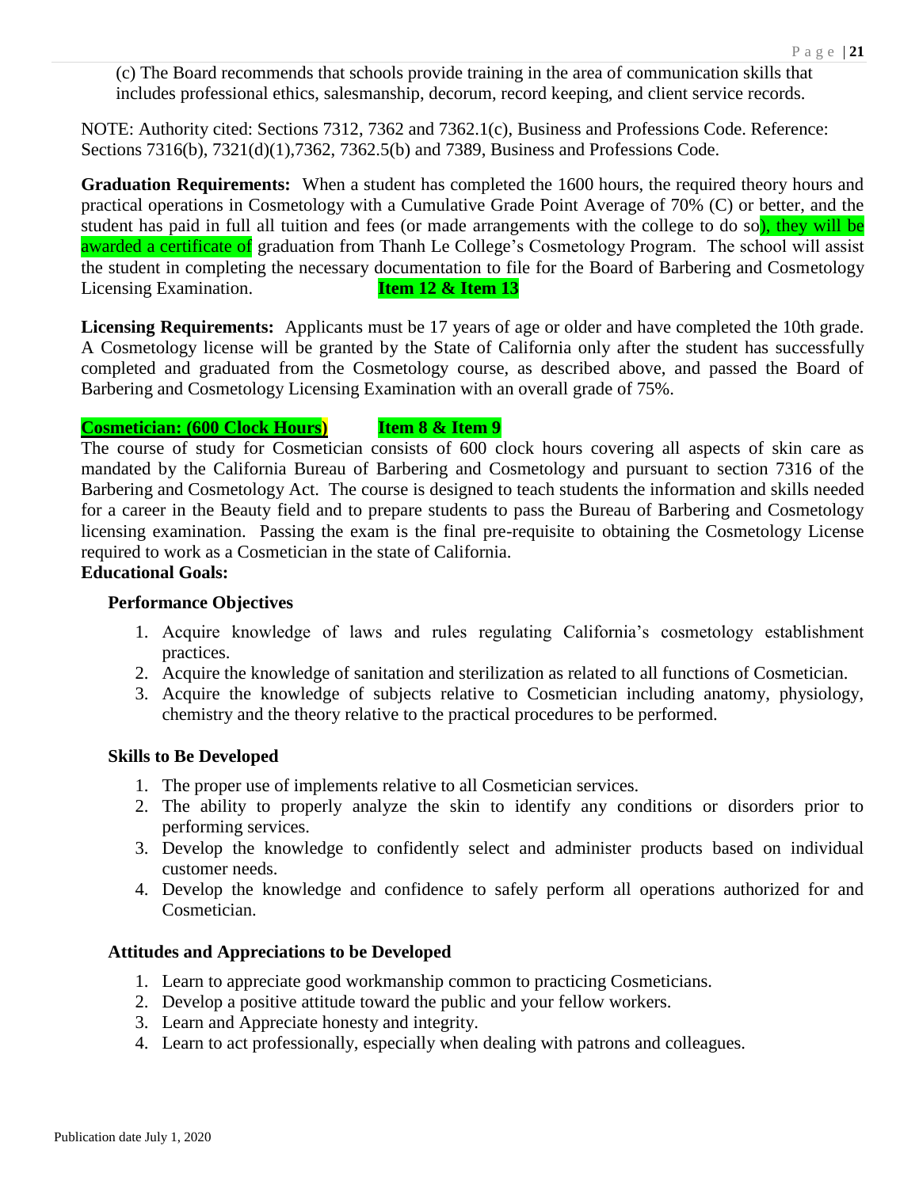(c) The Board recommends that schools provide training in the area of communication skills that includes professional ethics, salesmanship, decorum, record keeping, and client service records.

NOTE: Authority cited: Sections 7312, 7362 and 7362.1(c), Business and Professions Code. Reference: Sections 7316(b), 7321(d)(1),7362, 7362.5(b) and 7389, Business and Professions Code.

**Graduation Requirements:** When a student has completed the 1600 hours, the required theory hours and practical operations in Cosmetology with a Cumulative Grade Point Average of 70% (C) or better, and the student has paid in full all tuition and fees (or made arrangements with the college to do so), they will be awarded a certificate of graduation from Thanh Le College's Cosmetology Program. The school will assist the student in completing the necessary documentation to file for the Board of Barbering and Cosmetology Licensing Examination. **Item 12 & Item 13**

**Licensing Requirements:** Applicants must be 17 years of age or older and have completed the 10th grade. A Cosmetology license will be granted by the State of California only after the student has successfully completed and graduated from the Cosmetology course, as described above, and passed the Board of Barbering and Cosmetology Licensing Examination with an overall grade of 75%.

**Cosmetician: (600 Clock Hours)** **Item 8 & Item 9**

The course of study for Cosmetician consists of 600 clock hours covering all aspects of skin care as mandated by the California Bureau of Barbering and Cosmetology and pursuant to section 7316 of the Barbering and Cosmetology Act. The course is designed to teach students the information and skills needed for a career in the Beauty field and to prepare students to pass the Bureau of Barbering and Cosmetology licensing examination. Passing the exam is the final pre-requisite to obtaining the Cosmetology License required to work as a Cosmetician in the state of California.

**Educational Goals:**

**Performance Objectives**

1. Acquire knowledge of laws and rules regulating California's cosmetology establishment practices.
2. Acquire the knowledge of sanitation and sterilization as related to all functions of Cosmetician.
3. Acquire the knowledge of subjects relative to Cosmetician including anatomy, physiology, chemistry and the theory relative to the practical procedures to be performed.

**Skills to Be Developed**

1. The proper use of implements relative to all Cosmetician services.
2. The ability to properly analyze the skin to identify any conditions or disorders prior to performing services.
3. Develop the knowledge to confidently select and administer products based on individual customer needs.
4. Develop the knowledge and confidence to safely perform all operations authorized for and Cosmetician.

**Attitudes and Appreciations to be Developed**

1. Learn to appreciate good workmanship common to practicing Cosmeticians.
2. Develop a positive attitude toward the public and your fellow workers.
3. Learn and Appreciate honesty and integrity.
4. Learn to act professionally, especially when dealing with patrons and colleagues.

Publication date July 1, 2020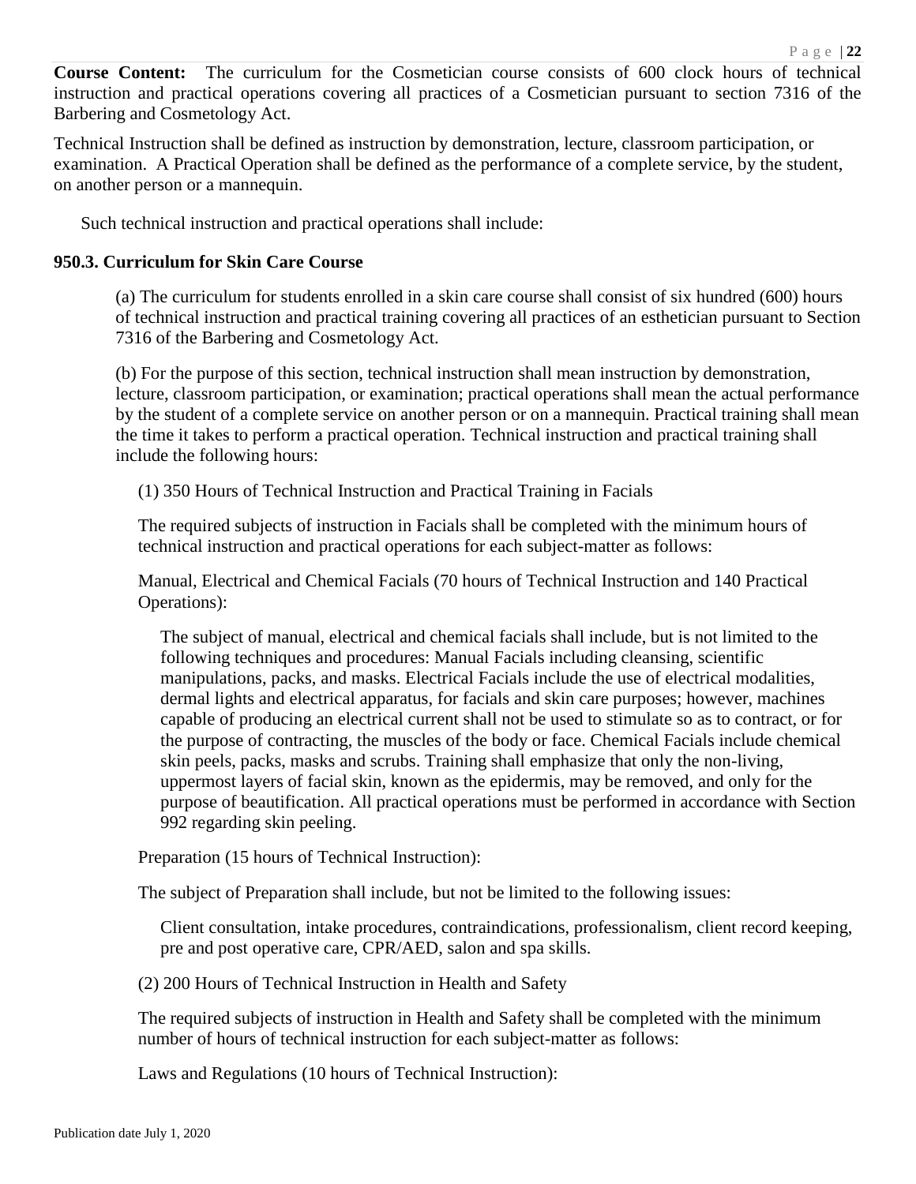**Course Content:** The curriculum for the Cosmetician course consists of 600 clock hours of technical instruction and practical operations covering all practices of a Cosmetician pursuant to section 7316 of the Barbering and Cosmetology Act.

Technical Instruction shall be defined as instruction by demonstration, lecture, classroom participation, or examination. A Practical Operation shall be defined as the performance of a complete service, by the student, on another person or a mannequin.

Such technical instruction and practical operations shall include:

### 950.3. Curriculum for Skin Care Course

(a) The curriculum for students enrolled in a skin care course shall consist of six hundred (600) hours of technical instruction and practical training covering all practices of an esthetician pursuant to Section 7316 of the Barbering and Cosmetology Act.

(b) For the purpose of this section, technical instruction shall mean instruction by demonstration, lecture, classroom participation, or examination; practical operations shall mean the actual performance by the student of a complete service on another person or on a mannequin. Practical training shall mean the time it takes to perform a practical operation. Technical instruction and practical training shall include the following hours:

(1) 350 Hours of Technical Instruction and Practical Training in Facials

The required subjects of instruction in Facials shall be completed with the minimum hours of technical instruction and practical operations for each subject-matter as follows:

Manual, Electrical and Chemical Facials (70 hours of Technical Instruction and 140 Practical Operations):

The subject of manual, electrical and chemical facials shall include, but is not limited to the following techniques and procedures: Manual Facials including cleansing, scientific manipulations, packs, and masks. Electrical Facials include the use of electrical modalities, dermal lights and electrical apparatus, for facials and skin care purposes; however, machines capable of producing an electrical current shall not be used to stimulate so as to contract, or for the purpose of contracting, the muscles of the body or face. Chemical Facials include chemical skin peels, packs, masks and scrubs. Training shall emphasize that only the non-living, uppermost layers of facial skin, known as the epidermis, may be removed, and only for the purpose of beautification. All practical operations must be performed in accordance with Section 992 regarding skin peeling.

Preparation (15 hours of Technical Instruction):

The subject of Preparation shall include, but not be limited to the following issues:

Client consultation, intake procedures, contraindications, professionalism, client record keeping, pre and post operative care, CPR/AED, salon and spa skills.

(2) 200 Hours of Technical Instruction in Health and Safety

The required subjects of instruction in Health and Safety shall be completed with the minimum number of hours of technical instruction for each subject-matter as follows:

Laws and Regulations (10 hours of Technical Instruction):

Publication date July 1, 2020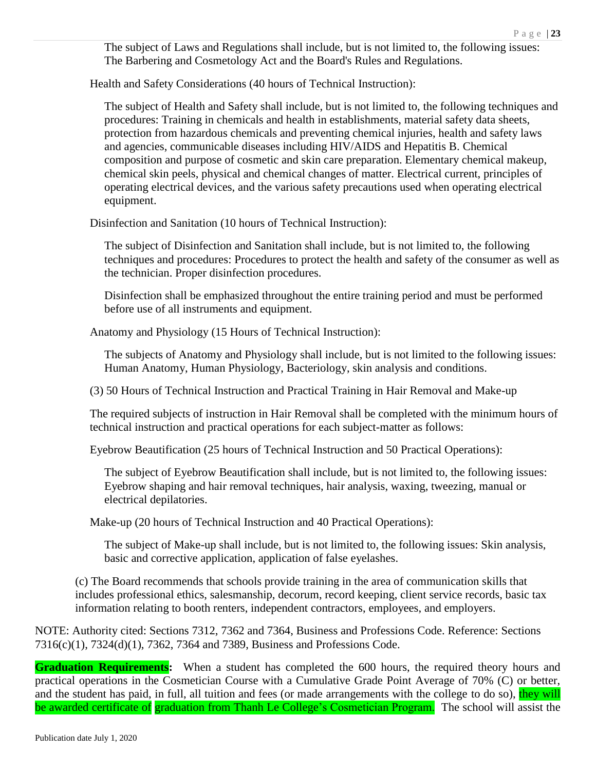The subject of Laws and Regulations shall include, but is not limited to, the following issues: The Barbering and Cosmetology Act and the Board's Rules and Regulations.

Health and Safety Considerations (40 hours of Technical Instruction):

The subject of Health and Safety shall include, but is not limited to, the following techniques and procedures: Training in chemicals and health in establishments, material safety data sheets, protection from hazardous chemicals and preventing chemical injuries, health and safety laws and agencies, communicable diseases including HIV/AIDS and Hepatitis B. Chemical composition and purpose of cosmetic and skin care preparation. Elementary chemical makeup, chemical skin peels, physical and chemical changes of matter. Electrical current, principles of operating electrical devices, and the various safety precautions used when operating electrical equipment.

Disinfection and Sanitation (10 hours of Technical Instruction):

The subject of Disinfection and Sanitation shall include, but is not limited to, the following techniques and procedures: Procedures to protect the health and safety of the consumer as well as the technician. Proper disinfection procedures.

Disinfection shall be emphasized throughout the entire training period and must be performed before use of all instruments and equipment.

Anatomy and Physiology (15 Hours of Technical Instruction):

The subjects of Anatomy and Physiology shall include, but is not limited to the following issues: Human Anatomy, Human Physiology, Bacteriology, skin analysis and conditions.

(3) 50 Hours of Technical Instruction and Practical Training in Hair Removal and Make-up

The required subjects of instruction in Hair Removal shall be completed with the minimum hours of technical instruction and practical operations for each subject-matter as follows:

Eyebrow Beautification (25 hours of Technical Instruction and 50 Practical Operations):

The subject of Eyebrow Beautification shall include, but is not limited to, the following issues: Eyebrow shaping and hair removal techniques, hair analysis, waxing, tweezing, manual or electrical depilatories.

Make-up (20 hours of Technical Instruction and 40 Practical Operations):

The subject of Make-up shall include, but is not limited to, the following issues: Skin analysis, basic and corrective application, application of false eyelashes.

(c) The Board recommends that schools provide training in the area of communication skills that includes professional ethics, salesmanship, decorum, record keeping, client service records, basic tax information relating to booth renters, independent contractors, employees, and employers.

NOTE: Authority cited: Sections 7312, 7362 and 7364, Business and Professions Code. Reference: Sections 7316(c)(1), 7324(d)(1), 7362, 7364 and 7389, Business and Professions Code.

**Graduation Requirements:** When a student has completed the 600 hours, the required theory hours and practical operations in the Cosmetician Course with a Cumulative Grade Point Average of 70% (C) or better, and the student has paid, in full, all tuition and fees (or made arrangements with the college to do so), they will be awarded certificate of graduation from Thanh Le College's Cosmetician Program. The school will assist the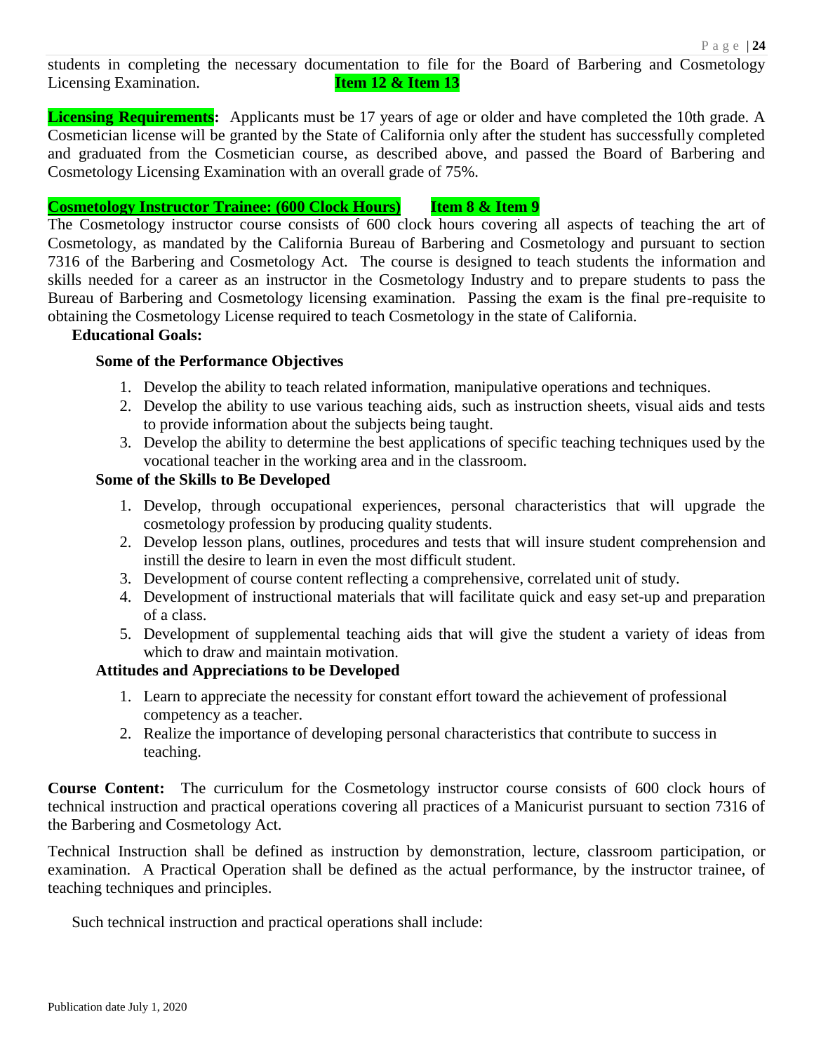students in completing the necessary documentation to file for the Board of Barbering and Cosmetology Licensing Examination. **Item 12 & Item 13**

**Licensing Requirements:** Applicants must be 17 years of age or older and have completed the 10th grade. A Cosmetician license will be granted by the State of California only after the student has successfully completed and graduated from the Cosmetician course, as described above, and passed the Board of Barbering and Cosmetology Licensing Examination with an overall grade of 75%.

**Cosmetology Instructor Trainee: (600 Clock Hours)** **Item 8 & Item 9**

The Cosmetology instructor course consists of 600 clock hours covering all aspects of teaching the art of Cosmetology, as mandated by the California Bureau of Barbering and Cosmetology and pursuant to section 7316 of the Barbering and Cosmetology Act. The course is designed to teach students the information and skills needed for a career as an instructor in the Cosmetology Industry and to prepare students to pass the Bureau of Barbering and Cosmetology licensing examination. Passing the exam is the final pre-requisite to obtaining the Cosmetology License required to teach Cosmetology in the state of California.

**Educational Goals:**

**Some of the Performance Objectives**

1. Develop the ability to teach related information, manipulative operations and techniques.
2. Develop the ability to use various teaching aids, such as instruction sheets, visual aids and tests to provide information about the subjects being taught.
3. Develop the ability to determine the best applications of specific teaching techniques used by the vocational teacher in the working area and in the classroom.

**Some of the Skills to Be Developed**

1. Develop, through occupational experiences, personal characteristics that will upgrade the cosmetology profession by producing quality students.
2. Develop lesson plans, outlines, procedures and tests that will insure student comprehension and instill the desire to learn in even the most difficult student.
3. Development of course content reflecting a comprehensive, correlated unit of study.
4. Development of instructional materials that will facilitate quick and easy set-up and preparation of a class.
5. Development of supplemental teaching aids that will give the student a variety of ideas from which to draw and maintain motivation.

**Attitudes and Appreciations to be Developed**

1. Learn to appreciate the necessity for constant effort toward the achievement of professional competency as a teacher.
2. Realize the importance of developing personal characteristics that contribute to success in teaching.

**Course Content:** The curriculum for the Cosmetology instructor course consists of 600 clock hours of technical instruction and practical operations covering all practices of a Manicurist pursuant to section 7316 of the Barbering and Cosmetology Act.

Technical Instruction shall be defined as instruction by demonstration, lecture, classroom participation, or examination. A Practical Operation shall be defined as the actual performance, by the instructor trainee, of teaching techniques and principles.

Such technical instruction and practical operations shall include: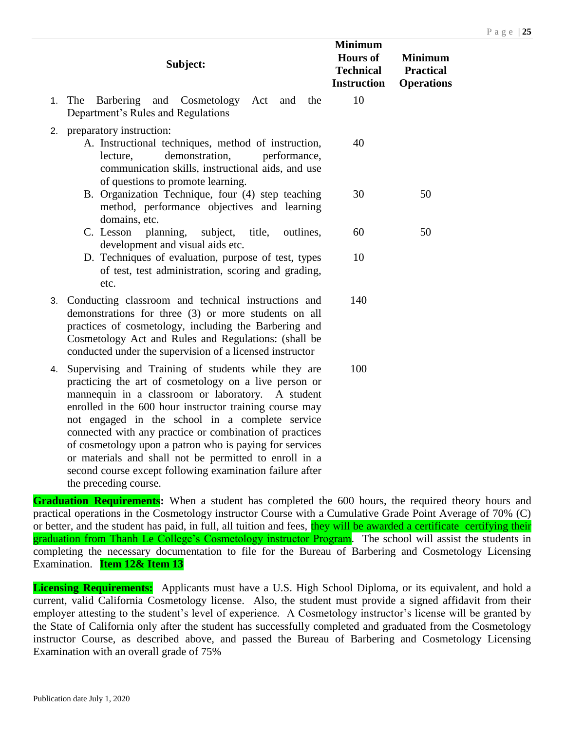| Subject: | Minimum Hours of Technical Instruction | Minimum Practical Operations |
|---|---|---|
| 1. The Barbering and Cosmetology Act and the Department's Rules and Regulations | 10 | |
| 2. preparatory instruction: | | |
| A. Instructional techniques, method of instruction, lecture, demonstration, performance, communication skills, instructional aids, and use of questions to promote learning. | 40 | |
| B. Organization Technique, four (4) step teaching method, performance objectives and learning domains, etc. | 30 | 50 |
| C. Lesson planning, subject, title, outlines, development and visual aids etc. | 60 | 50 |
| D. Techniques of evaluation, purpose of test, types of test, test administration, scoring and grading, etc. | 10 | |
| 3. Conducting classroom and technical instructions and demonstrations for three (3) or more students on all practices of cosmetology, including the Barbering and Cosmetology Act and Rules and Regulations: (shall be conducted under the supervision of a licensed instructor | 140 | |
| 4. Supervising and Training of students while they are practicing the art of cosmetology on a live person or mannequin in a classroom or laboratory. A student enrolled in the 600 hour instructor training course may not engaged in the school in a complete service connected with any practice or combination of practices of cosmetology upon a patron who is paying for services or materials and shall not be permitted to enroll in a second course except following examination failure after the preceding course. | 100 | |

**Graduation Requirements:** When a student has completed the 600 hours, the required theory hours and practical operations in the Cosmetology instructor Course with a Cumulative Grade Point Average of 70% (C) or better, and the student has paid, in full, all tuition and fees, they will be awarded a certificate certifying their graduation from Thanh Le College's Cosmetology instructor Program. The school will assist the students in completing the necessary documentation to file for the Bureau of Barbering and Cosmetology Licensing Examination. **Item 12& Item 13**

**Licensing Requirements:** Applicants must have a U.S. High School Diploma, or its equivalent, and hold a current, valid California Cosmetology license. Also, the student must provide a signed affidavit from their employer attesting to the student's level of experience. A Cosmetology instructor's license will be granted by the State of California only after the student has successfully completed and graduated from the Cosmetology instructor Course, as described above, and passed the Bureau of Barbering and Cosmetology Licensing Examination with an overall grade of 75%

Publication date July 1, 2020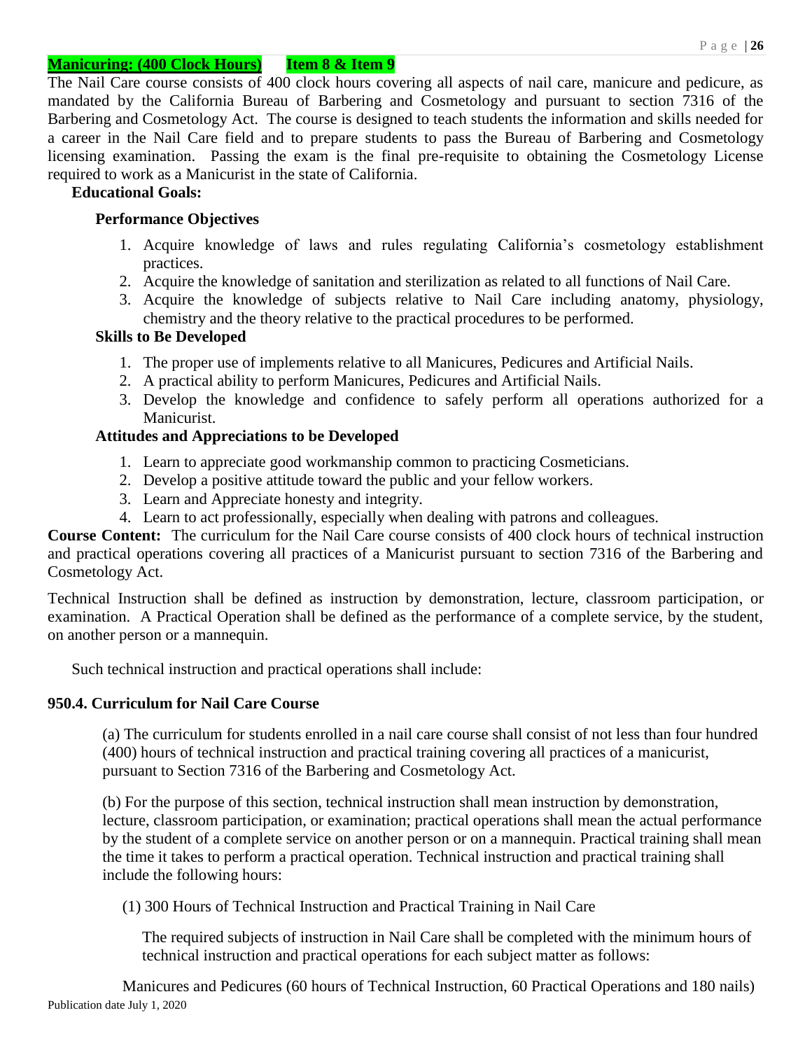**Manicuring: (400 Clock Hours)** **Item 8 & Item 9**

The Nail Care course consists of 400 clock hours covering all aspects of nail care, manicure and pedicure, as mandated by the California Bureau of Barbering and Cosmetology and pursuant to section 7316 of the Barbering and Cosmetology Act. The course is designed to teach students the information and skills needed for a career in the Nail Care field and to prepare students to pass the Bureau of Barbering and Cosmetology licensing examination. Passing the exam is the final pre-requisite to obtaining the Cosmetology License required to work as a Manicurist in the state of California.

**Educational Goals:**

**Performance Objectives**

1. Acquire knowledge of laws and rules regulating California's cosmetology establishment practices.
2. Acquire the knowledge of sanitation and sterilization as related to all functions of Nail Care.
3. Acquire the knowledge of subjects relative to Nail Care including anatomy, physiology, chemistry and the theory relative to the practical procedures to be performed.

**Skills to Be Developed**

1. The proper use of implements relative to all Manicures, Pedicures and Artificial Nails.
2. A practical ability to perform Manicures, Pedicures and Artificial Nails.
3. Develop the knowledge and confidence to safely perform all operations authorized for a Manicurist.

**Attitudes and Appreciations to be Developed**

1. Learn to appreciate good workmanship common to practicing Cosmeticians.
2. Develop a positive attitude toward the public and your fellow workers.
3. Learn and Appreciate honesty and integrity.
4. Learn to act professionally, especially when dealing with patrons and colleagues.

**Course Content:** The curriculum for the Nail Care course consists of 400 clock hours of technical instruction and practical operations covering all practices of a Manicurist pursuant to section 7316 of the Barbering and Cosmetology Act.

Technical Instruction shall be defined as instruction by demonstration, lecture, classroom participation, or examination. A Practical Operation shall be defined as the performance of a complete service, by the student, on another person or a mannequin.

Such technical instruction and practical operations shall include:

**950.4. Curriculum for Nail Care Course**

(a) The curriculum for students enrolled in a nail care course shall consist of not less than four hundred (400) hours of technical instruction and practical training covering all practices of a manicurist, pursuant to Section 7316 of the Barbering and Cosmetology Act.

(b) For the purpose of this section, technical instruction shall mean instruction by demonstration, lecture, classroom participation, or examination; practical operations shall mean the actual performance by the student of a complete service on another person or on a mannequin. Practical training shall mean the time it takes to perform a practical operation. Technical instruction and practical training shall include the following hours:

(1) 300 Hours of Technical Instruction and Practical Training in Nail Care

The required subjects of instruction in Nail Care shall be completed with the minimum hours of technical instruction and practical operations for each subject matter as follows:

Manicures and Pedicures (60 hours of Technical Instruction, 60 Practical Operations and 180 nails)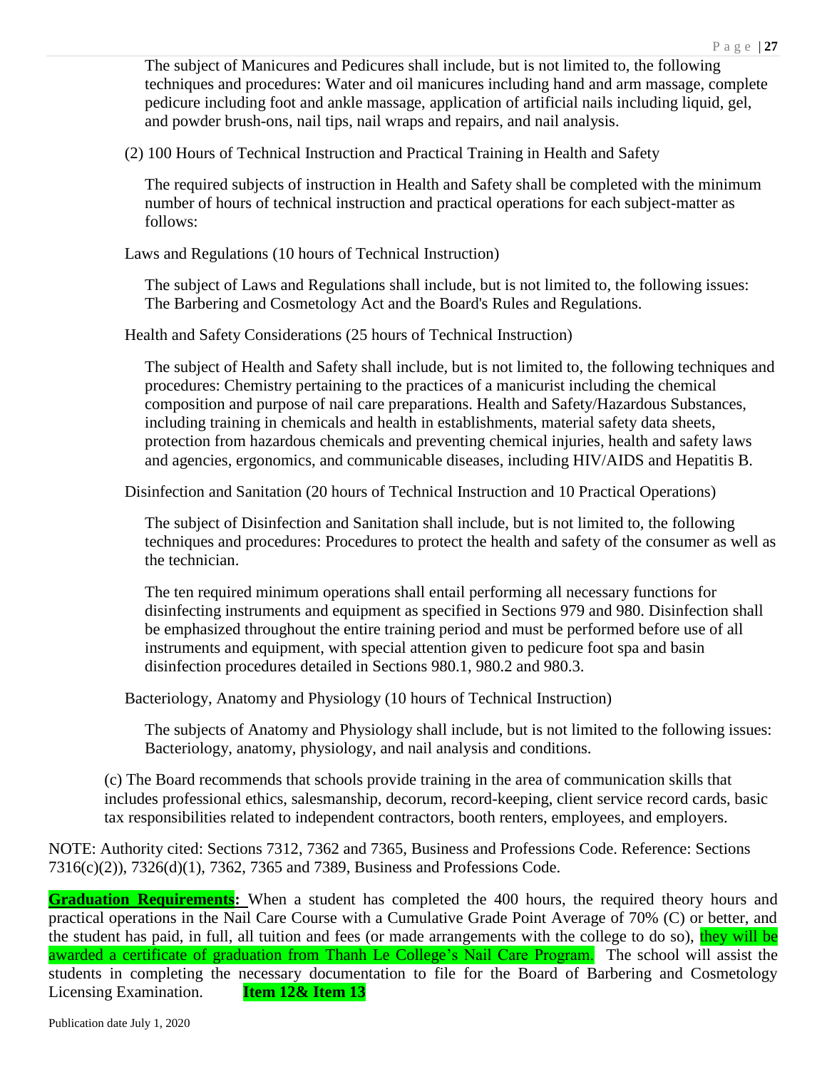The subject of Manicures and Pedicures shall include, but is not limited to, the following techniques and procedures: Water and oil manicures including hand and arm massage, complete pedicure including foot and ankle massage, application of artificial nails including liquid, gel, and powder brush-ons, nail tips, nail wraps and repairs, and nail analysis.

(2) 100 Hours of Technical Instruction and Practical Training in Health and Safety

The required subjects of instruction in Health and Safety shall be completed with the minimum number of hours of technical instruction and practical operations for each subject-matter as follows:

Laws and Regulations (10 hours of Technical Instruction)

The subject of Laws and Regulations shall include, but is not limited to, the following issues: The Barbering and Cosmetology Act and the Board's Rules and Regulations.

Health and Safety Considerations (25 hours of Technical Instruction)

The subject of Health and Safety shall include, but is not limited to, the following techniques and procedures: Chemistry pertaining to the practices of a manicurist including the chemical composition and purpose of nail care preparations. Health and Safety/Hazardous Substances, including training in chemicals and health in establishments, material safety data sheets, protection from hazardous chemicals and preventing chemical injuries, health and safety laws and agencies, ergonomics, and communicable diseases, including HIV/AIDS and Hepatitis B.

Disinfection and Sanitation (20 hours of Technical Instruction and 10 Practical Operations)

The subject of Disinfection and Sanitation shall include, but is not limited to, the following techniques and procedures: Procedures to protect the health and safety of the consumer as well as the technician.

The ten required minimum operations shall entail performing all necessary functions for disinfecting instruments and equipment as specified in Sections 979 and 980. Disinfection shall be emphasized throughout the entire training period and must be performed before use of all instruments and equipment, with special attention given to pedicure foot spa and basin disinfection procedures detailed in Sections 980.1, 980.2 and 980.3.

Bacteriology, Anatomy and Physiology (10 hours of Technical Instruction)

The subjects of Anatomy and Physiology shall include, but is not limited to the following issues: Bacteriology, anatomy, physiology, and nail analysis and conditions.

(c) The Board recommends that schools provide training in the area of communication skills that includes professional ethics, salesmanship, decorum, record-keeping, client service record cards, basic tax responsibilities related to independent contractors, booth renters, employees, and employers.

NOTE: Authority cited: Sections 7312, 7362 and 7365, Business and Professions Code. Reference: Sections 7316(c)(2)), 7326(d)(1), 7362, 7365 and 7389, Business and Professions Code.

**Graduation Requirements:** When a student has completed the 400 hours, the required theory hours and practical operations in the Nail Care Course with a Cumulative Grade Point Average of 70% (C) or better, and the student has paid, in full, all tuition and fees (or made arrangements with the college to do so), they will be awarded a certificate of graduation from Thanh Le College's Nail Care Program. The school will assist the students in completing the necessary documentation to file for the Board of Barbering and Cosmetology Licensing Examination. **Item 12& Item 13**

Publication date July 1, 2020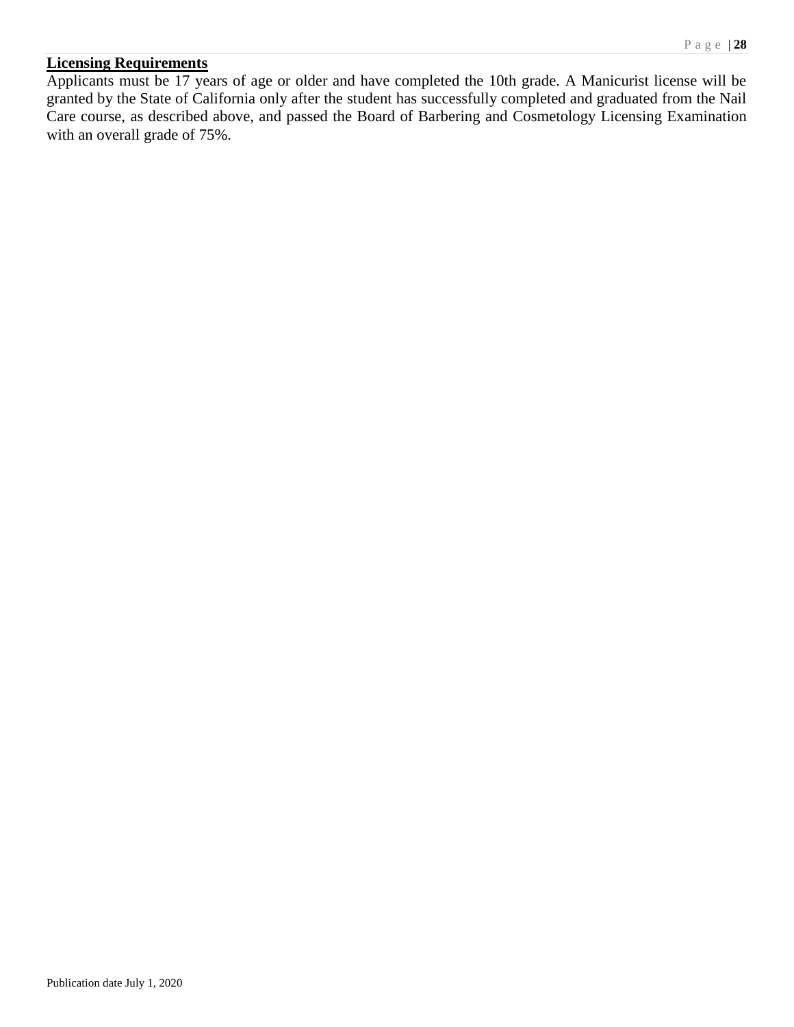**Licensing Requirements**

Applicants must be 17 years of age or older and have completed the 10th grade. A Manicurist license will be granted by the State of California only after the student has successfully completed and graduated from the Nail Care course, as described above, and passed the Board of Barbering and Cosmetology Licensing Examination with an overall grade of 75%.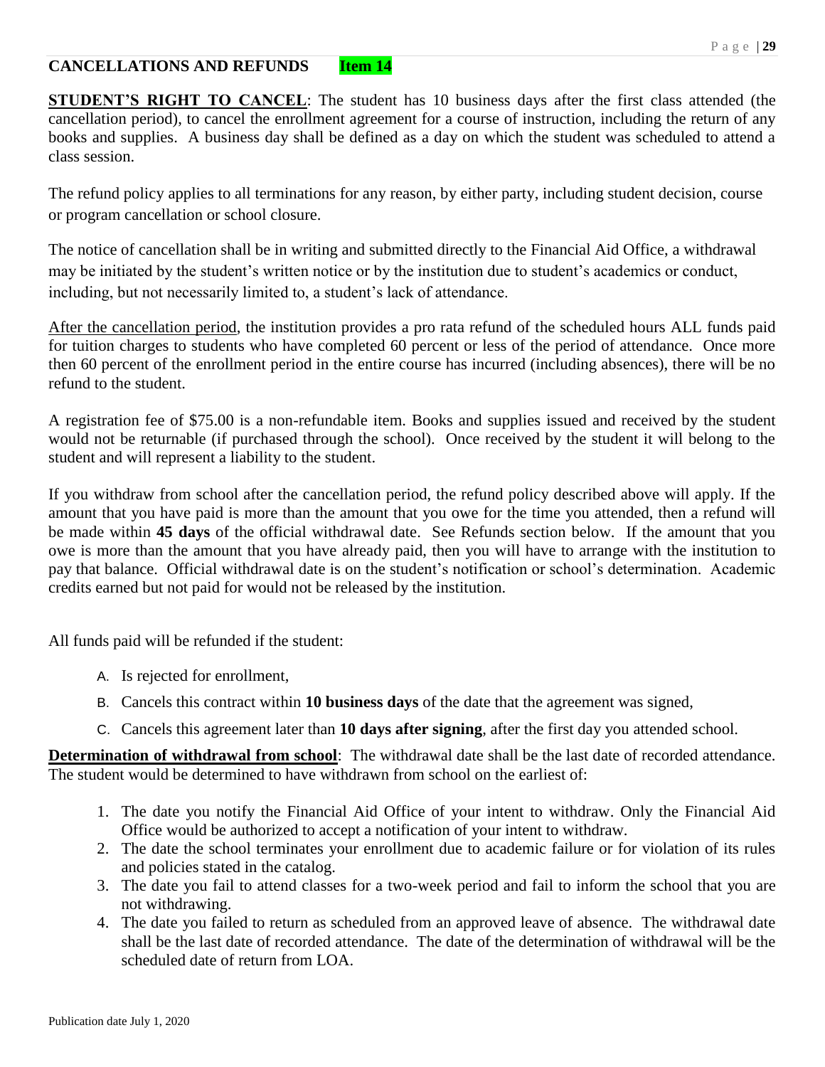## CANCELLATIONS AND REFUNDS **Item 14**

**STUDENT'S RIGHT TO CANCEL**: The student has 10 business days after the first class attended (the cancellation period), to cancel the enrollment agreement for a course of instruction, including the return of any books and supplies. A business day shall be defined as a day on which the student was scheduled to attend a class session.

The refund policy applies to all terminations for any reason, by either party, including student decision, course or program cancellation or school closure.

The notice of cancellation shall be in writing and submitted directly to the Financial Aid Office, a withdrawal may be initiated by the student's written notice or by the institution due to student's academics or conduct, including, but not necessarily limited to, a student's lack of attendance.

After the cancellation period, the institution provides a pro rata refund of the scheduled hours ALL funds paid for tuition charges to students who have completed 60 percent or less of the period of attendance. Once more then 60 percent of the enrollment period in the entire course has incurred (including absences), there will be no refund to the student.

A registration fee of $75.00 is a non-refundable item. Books and supplies issued and received by the student would not be returnable (if purchased through the school). Once received by the student it will belong to the student and will represent a liability to the student.

If you withdraw from school after the cancellation period, the refund policy described above will apply. If the amount that you have paid is more than the amount that you owe for the time you attended, then a refund will be made within **45 days** of the official withdrawal date. See Refunds section below. If the amount that you owe is more than the amount that you have already paid, then you will have to arrange with the institution to pay that balance. Official withdrawal date is on the student's notification or school's determination. Academic credits earned but not paid for would not be released by the institution.

All funds paid will be refunded if the student:

A. Is rejected for enrollment,
B. Cancels this contract within **10 business days** of the date that the agreement was signed,
C. Cancels this agreement later than **10 days after signing**, after the first day you attended school.

**Determination of withdrawal from school**: The withdrawal date shall be the last date of recorded attendance. The student would be determined to have withdrawn from school on the earliest of:

1. The date you notify the Financial Aid Office of your intent to withdraw. Only the Financial Aid Office would be authorized to accept a notification of your intent to withdraw.
2. The date the school terminates your enrollment due to academic failure or for violation of its rules and policies stated in the catalog.
3. The date you fail to attend classes for a two-week period and fail to inform the school that you are not withdrawing.
4. The date you failed to return as scheduled from an approved leave of absence. The withdrawal date shall be the last date of recorded attendance. The date of the determination of withdrawal will be the scheduled date of return from LOA.

Publication date July 1, 2020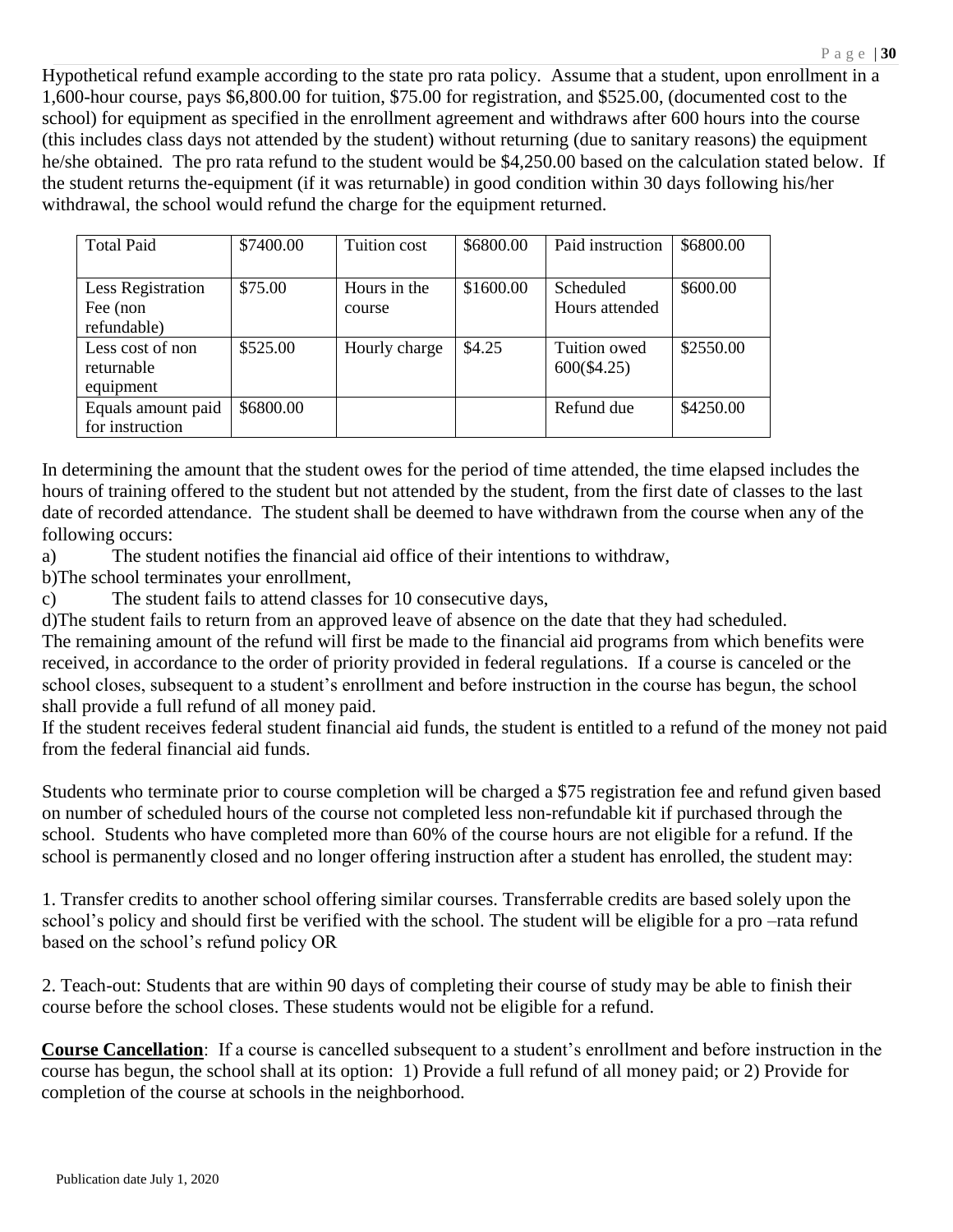Hypothetical refund example according to the state pro rata policy. Assume that a student, upon enrollment in a 1,600-hour course, pays $6,800.00 for tuition, $75.00 for registration, and $525.00, (documented cost to the school) for equipment as specified in the enrollment agreement and withdraws after 600 hours into the course (this includes class days not attended by the student) without returning (due to sanitary reasons) the equipment he/she obtained. The pro rata refund to the student would be $4,250.00 based on the calculation stated below. If the student returns the-equipment (if it was returnable) in good condition within 30 days following his/her withdrawal, the school would refund the charge for the equipment returned.

| Total Paid | $7400.00 | Tuition cost | $6800.00 | Paid instruction | $6800.00 |
|---|---|---|---|---|---|
| Less Registration Fee (non refundable) | $75.00 | Hours in the course | $1600.00 | Scheduled Hours attended | $600.00 |
| Less cost of non returnable equipment | $525.00 | Hourly charge | $4.25 | Tuition owed 600($4.25) | $2550.00 |
| Equals amount paid for instruction | $6800.00 | | | Refund due | $4250.00 |

In determining the amount that the student owes for the period of time attended, the time elapsed includes the hours of training offered to the student but not attended by the student, from the first date of classes to the last date of recorded attendance. The student shall be deemed to have withdrawn from the course when any of the following occurs:

a) The student notifies the financial aid office of their intentions to withdraw,
b)The school terminates your enrollment,
c) The student fails to attend classes for 10 consecutive days,
d)The student fails to return from an approved leave of absence on the date that they had scheduled.

The remaining amount of the refund will first be made to the financial aid programs from which benefits were received, in accordance to the order of priority provided in federal regulations. If a course is canceled or the school closes, subsequent to a student's enrollment and before instruction in the course has begun, the school shall provide a full refund of all money paid.

If the student receives federal student financial aid funds, the student is entitled to a refund of the money not paid from the federal financial aid funds.

Students who terminate prior to course completion will be charged a $75 registration fee and refund given based on number of scheduled hours of the course not completed less non-refundable kit if purchased through the school. Students who have completed more than 60% of the course hours are not eligible for a refund. If the school is permanently closed and no longer offering instruction after a student has enrolled, the student may:

1. Transfer credits to another school offering similar courses. Transferrable credits are based solely upon the school's policy and should first be verified with the school. The student will be eligible for a pro –rata refund based on the school's refund policy OR

2. Teach-out: Students that are within 90 days of completing their course of study may be able to finish their course before the school closes. These students would not be eligible for a refund.

**Course Cancellation**: If a course is cancelled subsequent to a student's enrollment and before instruction in the course has begun, the school shall at its option: 1) Provide a full refund of all money paid; or 2) Provide for completion of the course at schools in the neighborhood.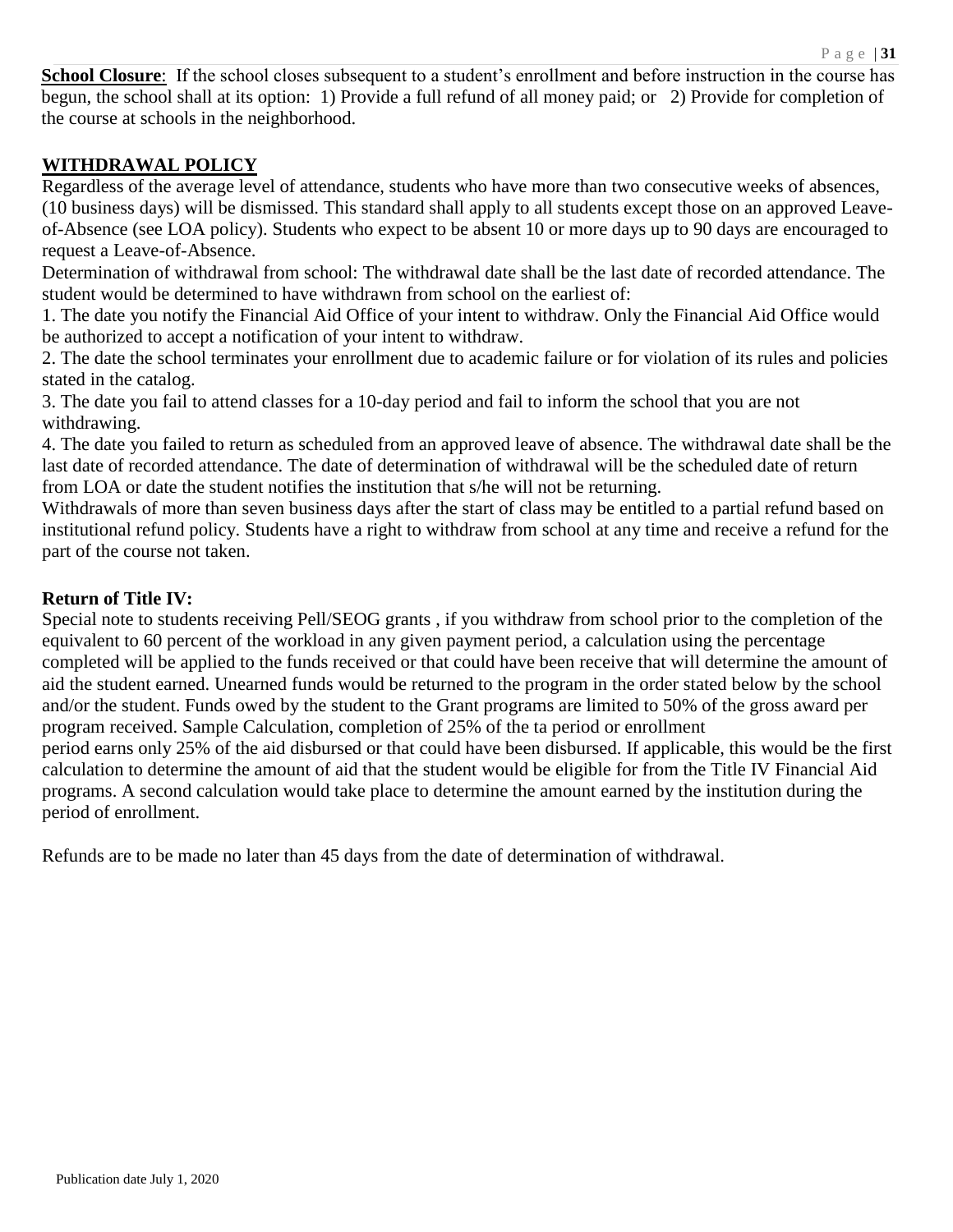**School Closure**: If the school closes subsequent to a student's enrollment and before instruction in the course has begun, the school shall at its option: 1) Provide a full refund of all money paid; or 2) Provide for completion of the course at schools in the neighborhood.

## WITHDRAWAL POLICY

Regardless of the average level of attendance, students who have more than two consecutive weeks of absences, (10 business days) will be dismissed. This standard shall apply to all students except those on an approved Leave-of-Absence (see LOA policy). Students who expect to be absent 10 or more days up to 90 days are encouraged to request a Leave-of-Absence.

Determination of withdrawal from school: The withdrawal date shall be the last date of recorded attendance. The student would be determined to have withdrawn from school on the earliest of:

1. The date you notify the Financial Aid Office of your intent to withdraw. Only the Financial Aid Office would be authorized to accept a notification of your intent to withdraw.
2. The date the school terminates your enrollment due to academic failure or for violation of its rules and policies stated in the catalog.
3. The date you fail to attend classes for a 10-day period and fail to inform the school that you are not withdrawing.
4. The date you failed to return as scheduled from an approved leave of absence. The withdrawal date shall be the last date of recorded attendance. The date of determination of withdrawal will be the scheduled date of return from LOA or date the student notifies the institution that s/he will not be returning.

Withdrawals of more than seven business days after the start of class may be entitled to a partial refund based on institutional refund policy. Students have a right to withdraw from school at any time and receive a refund for the part of the course not taken.

### Return of Title IV:

Special note to students receiving Pell/SEOG grants , if you withdraw from school prior to the completion of the equivalent to 60 percent of the workload in any given payment period, a calculation using the percentage completed will be applied to the funds received or that could have been receive that will determine the amount of aid the student earned. Unearned funds would be returned to the program in the order stated below by the school and/or the student. Funds owed by the student to the Grant programs are limited to 50% of the gross award per program received. Sample Calculation, completion of 25% of the ta period or enrollment period earns only 25% of the aid disbursed or that could have been disbursed. If applicable, this would be the first calculation to determine the amount of aid that the student would be eligible for from the Title IV Financial Aid programs. A second calculation would take place to determine the amount earned by the institution during the period of enrollment.

Refunds are to be made no later than 45 days from the date of determination of withdrawal.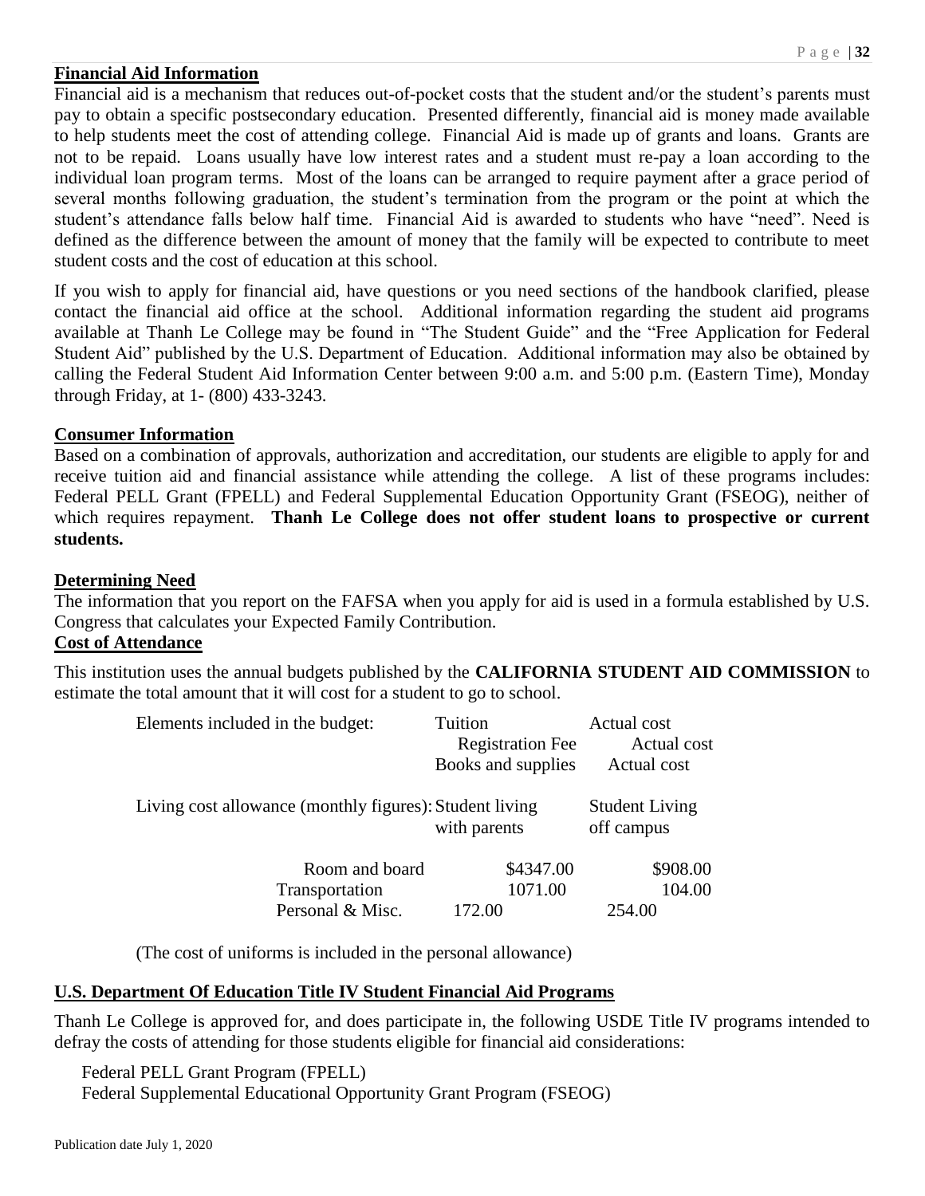## Financial Aid Information

Financial aid is a mechanism that reduces out-of-pocket costs that the student and/or the student's parents must pay to obtain a specific postsecondary education. Presented differently, financial aid is money made available to help students meet the cost of attending college. Financial Aid is made up of grants and loans. Grants are not to be repaid. Loans usually have low interest rates and a student must re-pay a loan according to the individual loan program terms. Most of the loans can be arranged to require payment after a grace period of several months following graduation, the student's termination from the program or the point at which the student's attendance falls below half time. Financial Aid is awarded to students who have "need". Need is defined as the difference between the amount of money that the family will be expected to contribute to meet student costs and the cost of education at this school.

If you wish to apply for financial aid, have questions or you need sections of the handbook clarified, please contact the financial aid office at the school. Additional information regarding the student aid programs available at Thanh Le College may be found in "The Student Guide" and the "Free Application for Federal Student Aid" published by the U.S. Department of Education. Additional information may also be obtained by calling the Federal Student Aid Information Center between 9:00 a.m. and 5:00 p.m. (Eastern Time), Monday through Friday, at 1- (800) 433-3243.

## Consumer Information

Based on a combination of approvals, authorization and accreditation, our students are eligible to apply for and receive tuition aid and financial assistance while attending the college. A list of these programs includes: Federal PELL Grant (FPELL) and Federal Supplemental Education Opportunity Grant (FSEOG), neither of which requires repayment. **Thanh Le College does not offer student loans to prospective or current students.**

## Determining Need

The information that you report on the FAFSA when you apply for aid is used in a formula established by U.S. Congress that calculates your Expected Family Contribution.

## Cost of Attendance

This institution uses the annual budgets published by the **CALIFORNIA STUDENT AID COMMISSION** to estimate the total amount that it will cost for a student to go to school.

| Elements included in the budget: | Tuition | Actual cost |
|---|---|---|
| | Registration Fee | Actual cost |
| | Books and supplies | Actual cost |
| Living cost allowance (monthly figures): | Student living with parents | Student Living off campus |
| Room and board | $4347.00 | $908.00 |
| Transportation | 1071.00 | 104.00 |
| Personal & Misc. | 172.00 | 254.00 |

(The cost of uniforms is included in the personal allowance)

## U.S. Department Of Education Title IV Student Financial Aid Programs

Thanh Le College is approved for, and does participate in, the following USDE Title IV programs intended to defray the costs of attending for those students eligible for financial aid considerations:

Federal PELL Grant Program (FPELL)
Federal Supplemental Educational Opportunity Grant Program (FSEOG)

Publication date July 1, 2020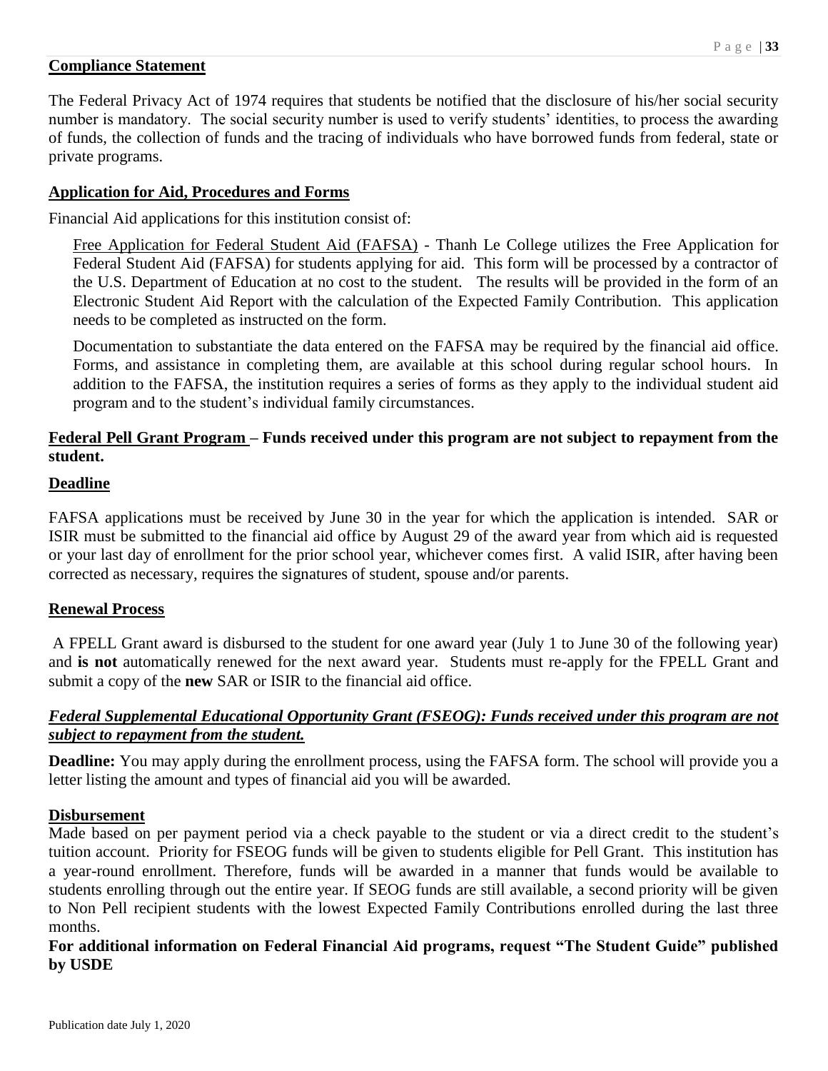**Compliance Statement**

The Federal Privacy Act of 1974 requires that students be notified that the disclosure of his/her social security number is mandatory. The social security number is used to verify students' identities, to process the awarding of funds, the collection of funds and the tracing of individuals who have borrowed funds from federal, state or private programs.

**Application for Aid, Procedures and Forms**

Financial Aid applications for this institution consist of:

Free Application for Federal Student Aid (FAFSA) - Thanh Le College utilizes the Free Application for Federal Student Aid (FAFSA) for students applying for aid. This form will be processed by a contractor of the U.S. Department of Education at no cost to the student. The results will be provided in the form of an Electronic Student Aid Report with the calculation of the Expected Family Contribution. This application needs to be completed as instructed on the form.

Documentation to substantiate the data entered on the FAFSA may be required by the financial aid office. Forms, and assistance in completing them, are available at this school during regular school hours. In addition to the FAFSA, the institution requires a series of forms as they apply to the individual student aid program and to the student's individual family circumstances.

**Federal Pell Grant Program – Funds received under this program are not subject to repayment from the student.**

**Deadline**

FAFSA applications must be received by June 30 in the year for which the application is intended. SAR or ISIR must be submitted to the financial aid office by August 29 of the award year from which aid is requested or your last day of enrollment for the prior school year, whichever comes first. A valid ISIR, after having been corrected as necessary, requires the signatures of student, spouse and/or parents.

**Renewal Process**

A FPELL Grant award is disbursed to the student for one award year (July 1 to June 30 of the following year) and **is not** automatically renewed for the next award year. Students must re-apply for the FPELL Grant and submit a copy of the **new** SAR or ISIR to the financial aid office.

***Federal Supplemental Educational Opportunity Grant (FSEOG): Funds received under this program are not subject to repayment from the student.***

**Deadline:** You may apply during the enrollment process, using the FAFSA form. The school will provide you a letter listing the amount and types of financial aid you will be awarded.

**Disbursement**

Made based on per payment period via a check payable to the student or via a direct credit to the student's tuition account. Priority for FSEOG funds will be given to students eligible for Pell Grant. This institution has a year-round enrollment. Therefore, funds will be awarded in a manner that funds would be available to students enrolling through out the entire year. If SEOG funds are still available, a second priority will be given to Non Pell recipient students with the lowest Expected Family Contributions enrolled during the last three months.

**For additional information on Federal Financial Aid programs, request "The Student Guide" published by USDE**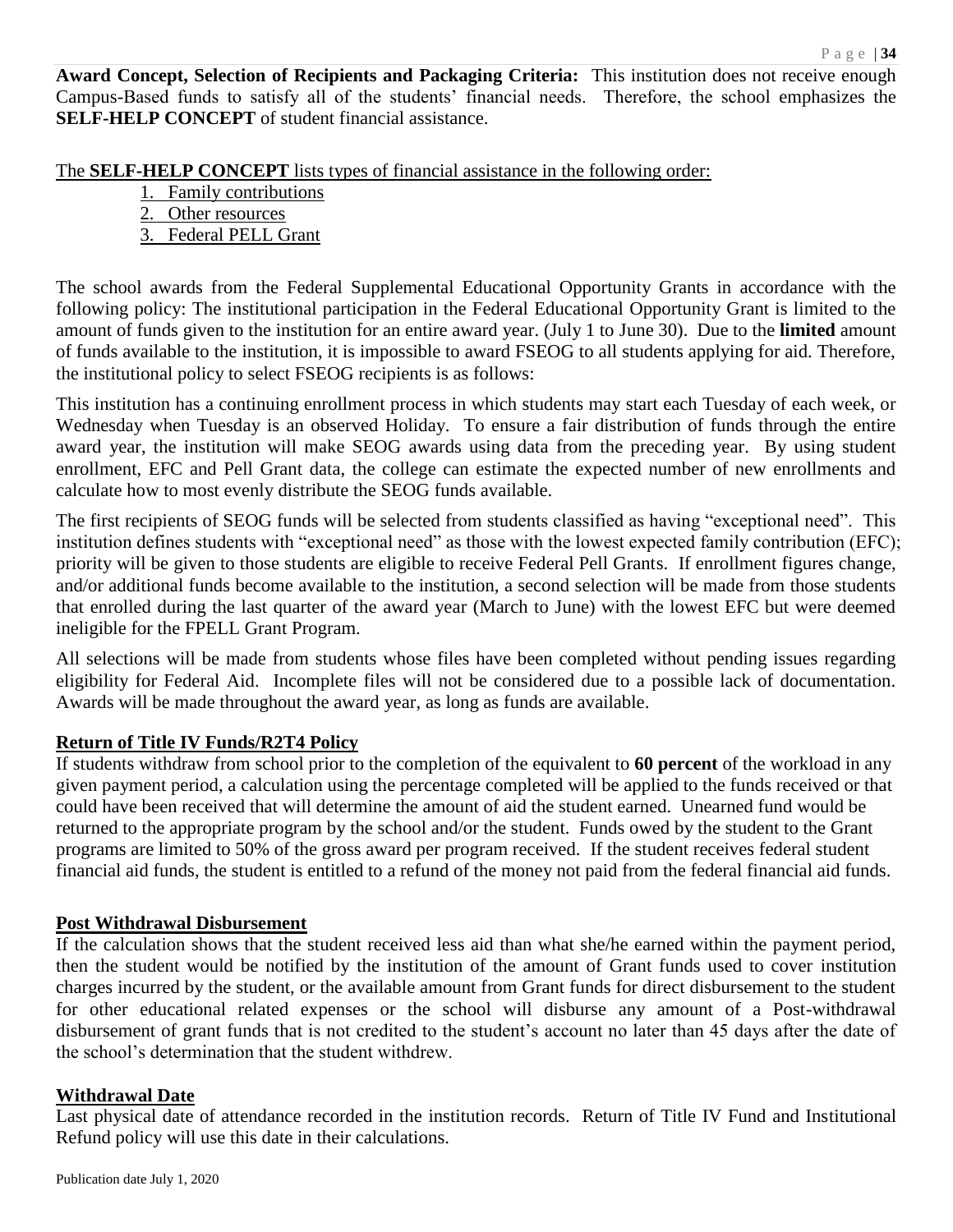**Award Concept, Selection of Recipients and Packaging Criteria:** This institution does not receive enough Campus-Based funds to satisfy all of the students' financial needs. Therefore, the school emphasizes the **SELF-HELP CONCEPT** of student financial assistance.

The **SELF-HELP CONCEPT** lists types of financial assistance in the following order:

1. Family contributions
2. Other resources
3. Federal PELL Grant

The school awards from the Federal Supplemental Educational Opportunity Grants in accordance with the following policy: The institutional participation in the Federal Educational Opportunity Grant is limited to the amount of funds given to the institution for an entire award year. (July 1 to June 30). Due to the **limited** amount of funds available to the institution, it is impossible to award FSEOG to all students applying for aid. Therefore, the institutional policy to select FSEOG recipients is as follows:

This institution has a continuing enrollment process in which students may start each Tuesday of each week, or Wednesday when Tuesday is an observed Holiday. To ensure a fair distribution of funds through the entire award year, the institution will make SEOG awards using data from the preceding year. By using student enrollment, EFC and Pell Grant data, the college can estimate the expected number of new enrollments and calculate how to most evenly distribute the SEOG funds available.

The first recipients of SEOG funds will be selected from students classified as having "exceptional need". This institution defines students with "exceptional need" as those with the lowest expected family contribution (EFC); priority will be given to those students are eligible to receive Federal Pell Grants. If enrollment figures change, and/or additional funds become available to the institution, a second selection will be made from those students that enrolled during the last quarter of the award year (March to June) with the lowest EFC but were deemed ineligible for the FPELL Grant Program.

All selections will be made from students whose files have been completed without pending issues regarding eligibility for Federal Aid. Incomplete files will not be considered due to a possible lack of documentation. Awards will be made throughout the award year, as long as funds are available.

## Return of Title IV Funds/R2T4 Policy

If students withdraw from school prior to the completion of the equivalent to **60 percent** of the workload in any given payment period, a calculation using the percentage completed will be applied to the funds received or that could have been received that will determine the amount of aid the student earned. Unearned fund would be returned to the appropriate program by the school and/or the student. Funds owed by the student to the Grant programs are limited to 50% of the gross award per program received. If the student receives federal student financial aid funds, the student is entitled to a refund of the money not paid from the federal financial aid funds.

## Post Withdrawal Disbursement

If the calculation shows that the student received less aid than what she/he earned within the payment period, then the student would be notified by the institution of the amount of Grant funds used to cover institution charges incurred by the student, or the available amount from Grant funds for direct disbursement to the student for other educational related expenses or the school will disburse any amount of a Post-withdrawal disbursement of grant funds that is not credited to the student's account no later than 45 days after the date of the school's determination that the student withdrew.

## Withdrawal Date

Last physical date of attendance recorded in the institution records. Return of Title IV Fund and Institutional Refund policy will use this date in their calculations.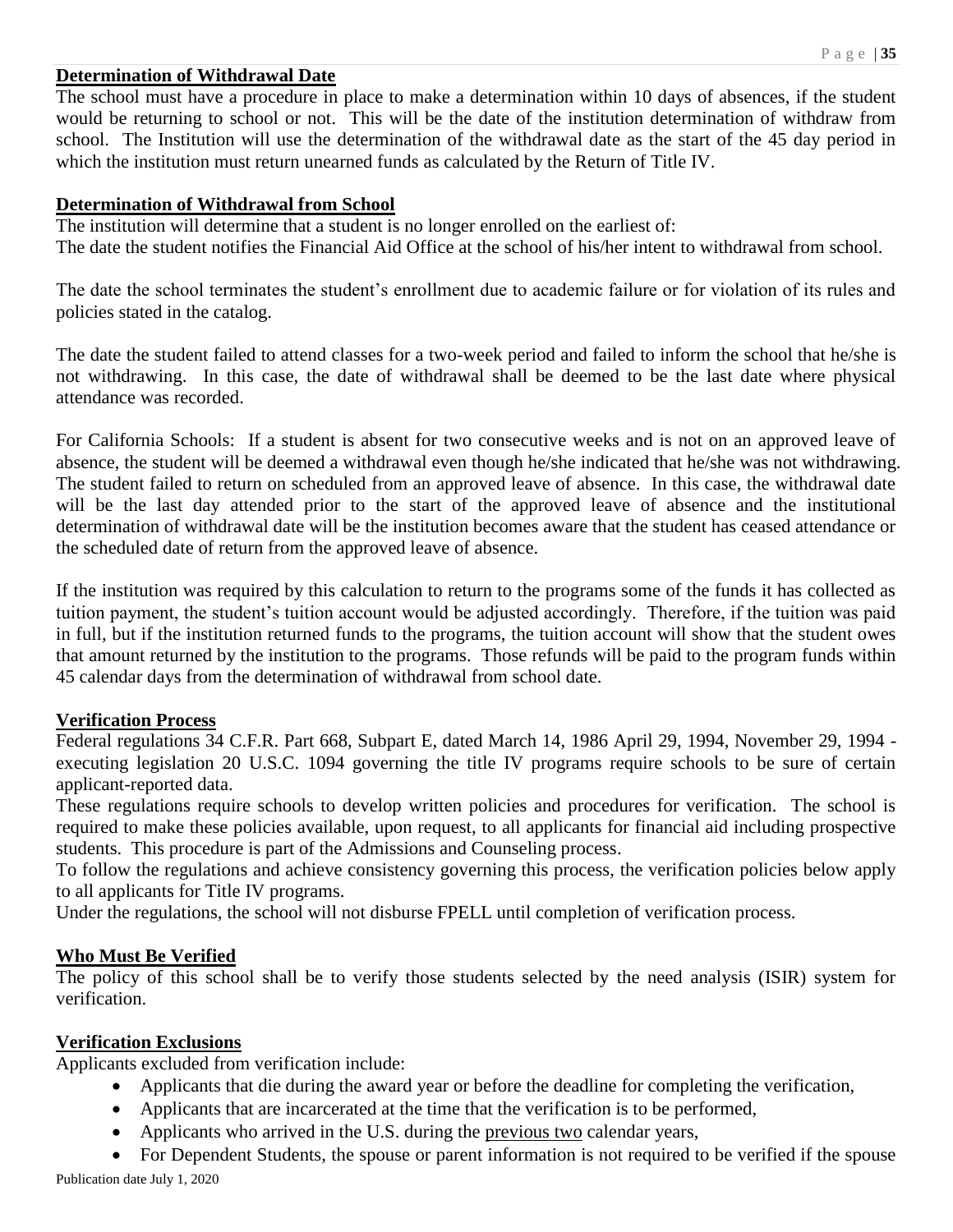**Determination of Withdrawal Date**

The school must have a procedure in place to make a determination within 10 days of absences, if the student would be returning to school or not. This will be the date of the institution determination of withdraw from school. The Institution will use the determination of the withdrawal date as the start of the 45 day period in which the institution must return unearned funds as calculated by the Return of Title IV.

**Determination of Withdrawal from School**

The institution will determine that a student is no longer enrolled on the earliest of:
The date the student notifies the Financial Aid Office at the school of his/her intent to withdrawal from school.

The date the school terminates the student's enrollment due to academic failure or for violation of its rules and policies stated in the catalog.

The date the student failed to attend classes for a two-week period and failed to inform the school that he/she is not withdrawing. In this case, the date of withdrawal shall be deemed to be the last date where physical attendance was recorded.

For California Schools: If a student is absent for two consecutive weeks and is not on an approved leave of absence, the student will be deemed a withdrawal even though he/she indicated that he/she was not withdrawing. The student failed to return on scheduled from an approved leave of absence. In this case, the withdrawal date will be the last day attended prior to the start of the approved leave of absence and the institutional determination of withdrawal date will be the institution becomes aware that the student has ceased attendance or the scheduled date of return from the approved leave of absence.

If the institution was required by this calculation to return to the programs some of the funds it has collected as tuition payment, the student's tuition account would be adjusted accordingly. Therefore, if the tuition was paid in full, but if the institution returned funds to the programs, the tuition account will show that the student owes that amount returned by the institution to the programs. Those refunds will be paid to the program funds within 45 calendar days from the determination of withdrawal from school date.

**Verification Process**

Federal regulations 34 C.F.R. Part 668, Subpart E, dated March 14, 1986 April 29, 1994, November 29, 1994 - executing legislation 20 U.S.C. 1094 governing the title IV programs require schools to be sure of certain applicant-reported data.
These regulations require schools to develop written policies and procedures for verification. The school is required to make these policies available, upon request, to all applicants for financial aid including prospective students. This procedure is part of the Admissions and Counseling process.
To follow the regulations and achieve consistency governing this process, the verification policies below apply to all applicants for Title IV programs.
Under the regulations, the school will not disburse FPELL until completion of verification process.

**Who Must Be Verified**

The policy of this school shall be to verify those students selected by the need analysis (ISIR) system for verification.

**Verification Exclusions**

Applicants excluded from verification include:

- Applicants that die during the award year or before the deadline for completing the verification,
- Applicants that are incarcerated at the time that the verification is to be performed,
- Applicants who arrived in the U.S. during the previous two calendar years,
- For Dependent Students, the spouse or parent information is not required to be verified if the spouse

Publication date July 1, 2020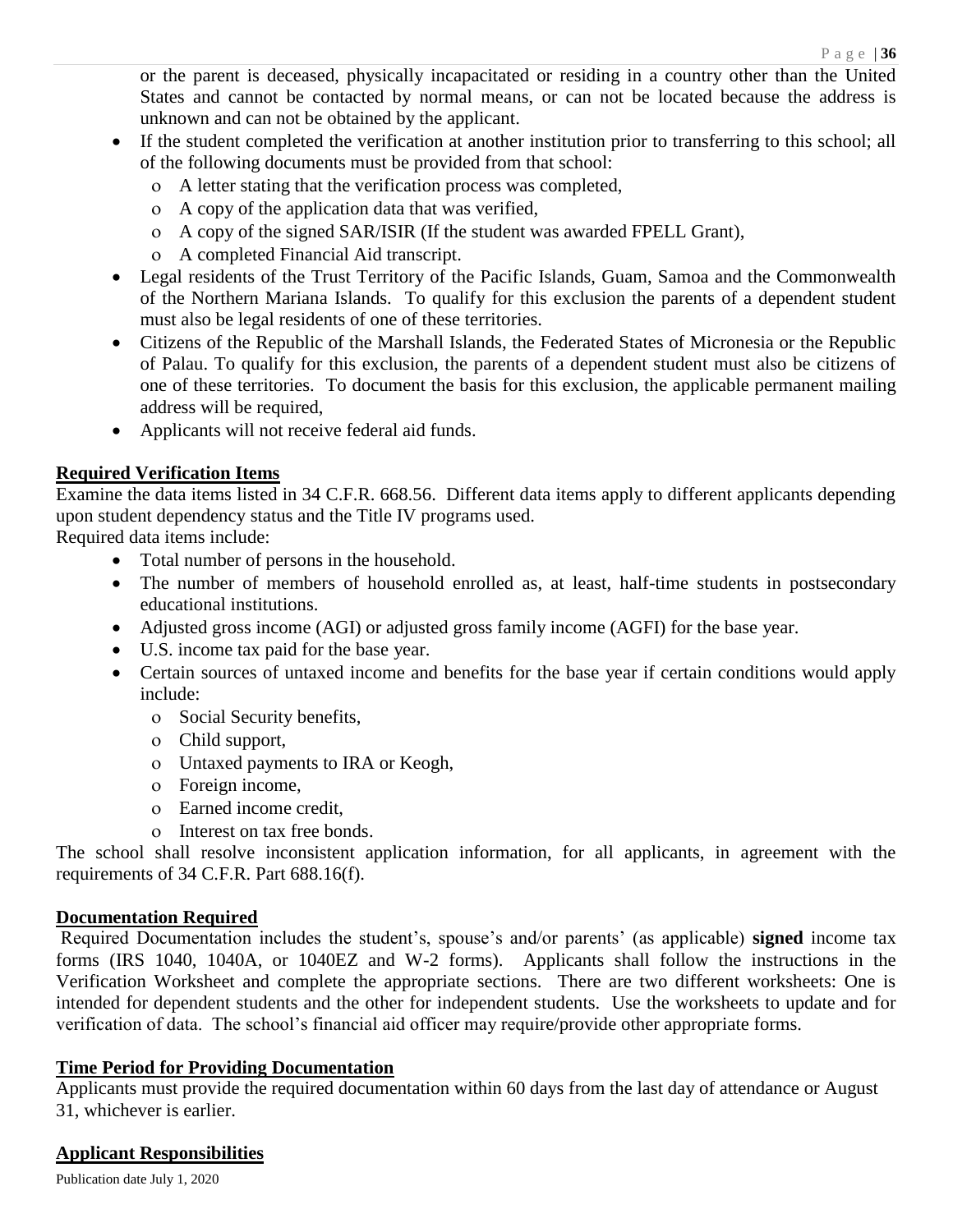or the parent is deceased, physically incapacitated or residing in a country other than the United States and cannot be contacted by normal means, or can not be located because the address is unknown and can not be obtained by the applicant.

- If the student completed the verification at another institution prior to transferring to this school; all of the following documents must be provided from that school:
  - A letter stating that the verification process was completed,
  - A copy of the application data that was verified,
  - A copy of the signed SAR/ISIR (If the student was awarded FPELL Grant),
  - A completed Financial Aid transcript.
- Legal residents of the Trust Territory of the Pacific Islands, Guam, Samoa and the Commonwealth of the Northern Mariana Islands. To qualify for this exclusion the parents of a dependent student must also be legal residents of one of these territories.
- Citizens of the Republic of the Marshall Islands, the Federated States of Micronesia or the Republic of Palau. To qualify for this exclusion, the parents of a dependent student must also be citizens of one of these territories. To document the basis for this exclusion, the applicable permanent mailing address will be required,
- Applicants will not receive federal aid funds.

## Required Verification Items

Examine the data items listed in 34 C.F.R. 668.56. Different data items apply to different applicants depending upon student dependency status and the Title IV programs used.

Required data items include:

- Total number of persons in the household.
- The number of members of household enrolled as, at least, half-time students in postsecondary educational institutions.
- Adjusted gross income (AGI) or adjusted gross family income (AGFI) for the base year.
- U.S. income tax paid for the base year.
- Certain sources of untaxed income and benefits for the base year if certain conditions would apply include:
  - Social Security benefits,
  - Child support,
  - Untaxed payments to IRA or Keogh,
  - Foreign income,
  - Earned income credit,
  - Interest on tax free bonds.

The school shall resolve inconsistent application information, for all applicants, in agreement with the requirements of 34 C.F.R. Part 688.16(f).

## Documentation Required

Required Documentation includes the student's, spouse's and/or parents' (as applicable) **signed** income tax forms (IRS 1040, 1040A, or 1040EZ and W-2 forms). Applicants shall follow the instructions in the Verification Worksheet and complete the appropriate sections. There are two different worksheets: One is intended for dependent students and the other for independent students. Use the worksheets to update and for verification of data. The school's financial aid officer may require/provide other appropriate forms.

## Time Period for Providing Documentation

Applicants must provide the required documentation within 60 days from the last day of attendance or August 31, whichever is earlier.

## Applicant Responsibilities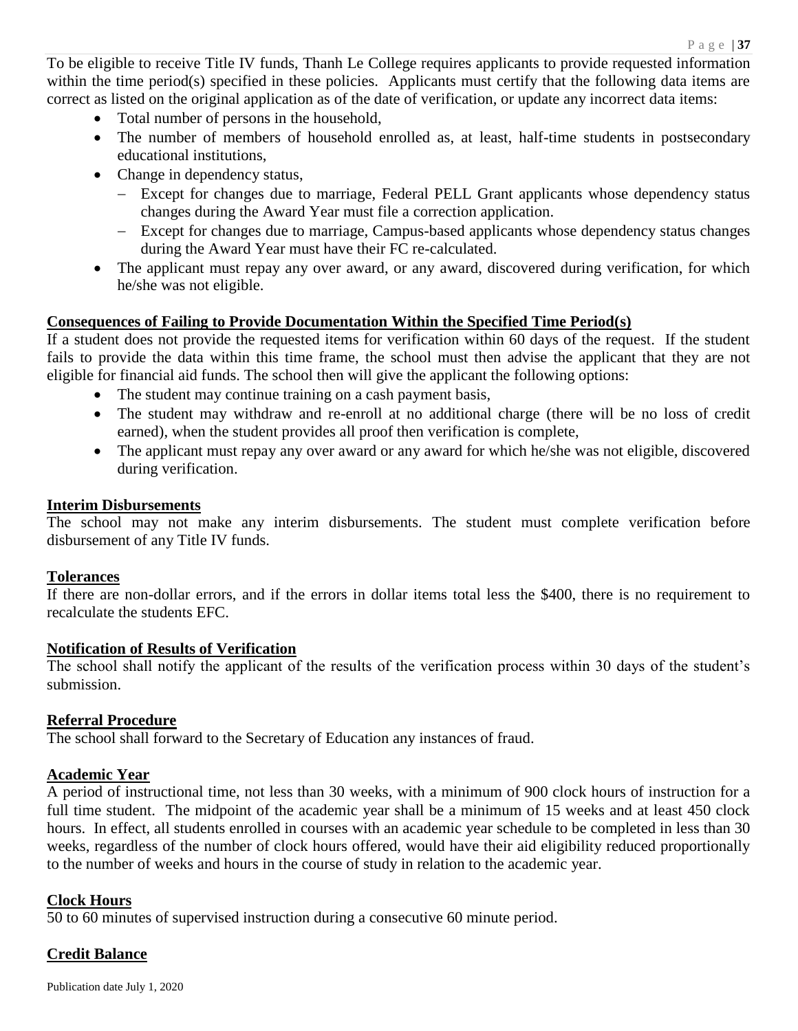To be eligible to receive Title IV funds, Thanh Le College requires applicants to provide requested information within the time period(s) specified in these policies. Applicants must certify that the following data items are correct as listed on the original application as of the date of verification, or update any incorrect data items:

- Total number of persons in the household,
- The number of members of household enrolled as, at least, half-time students in postsecondary educational institutions,
- Change in dependency status,
  - Except for changes due to marriage, Federal PELL Grant applicants whose dependency status changes during the Award Year must file a correction application.
  - Except for changes due to marriage, Campus-based applicants whose dependency status changes during the Award Year must have their FC re-calculated.
- The applicant must repay any over award, or any award, discovered during verification, for which he/she was not eligible.

## Consequences of Failing to Provide Documentation Within the Specified Time Period(s)

If a student does not provide the requested items for verification within 60 days of the request. If the student fails to provide the data within this time frame, the school must then advise the applicant that they are not eligible for financial aid funds. The school then will give the applicant the following options:

- The student may continue training on a cash payment basis,
- The student may withdraw and re-enroll at no additional charge (there will be no loss of credit earned), when the student provides all proof then verification is complete,
- The applicant must repay any over award or any award for which he/she was not eligible, discovered during verification.

## Interim Disbursements

The school may not make any interim disbursements. The student must complete verification before disbursement of any Title IV funds.

## Tolerances

If there are non-dollar errors, and if the errors in dollar items total less the $400, there is no requirement to recalculate the students EFC.

## Notification of Results of Verification

The school shall notify the applicant of the results of the verification process within 30 days of the student's submission.

## Referral Procedure

The school shall forward to the Secretary of Education any instances of fraud.

## Academic Year

A period of instructional time, not less than 30 weeks, with a minimum of 900 clock hours of instruction for a full time student. The midpoint of the academic year shall be a minimum of 15 weeks and at least 450 clock hours. In effect, all students enrolled in courses with an academic year schedule to be completed in less than 30 weeks, regardless of the number of clock hours offered, would have their aid eligibility reduced proportionally to the number of weeks and hours in the course of study in relation to the academic year.

## Clock Hours

50 to 60 minutes of supervised instruction during a consecutive 60 minute period.

## Credit Balance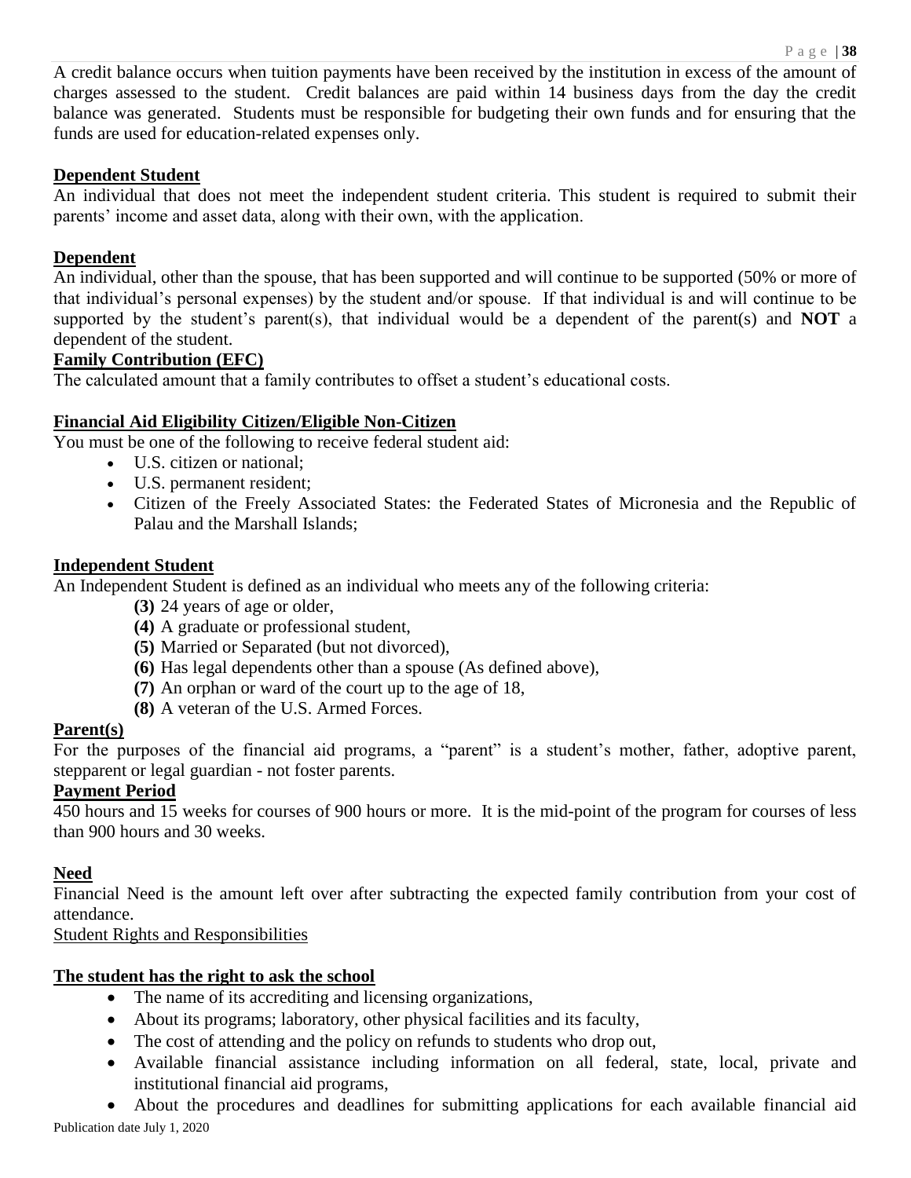A credit balance occurs when tuition payments have been received by the institution in excess of the amount of charges assessed to the student. Credit balances are paid within 14 business days from the day the credit balance was generated. Students must be responsible for budgeting their own funds and for ensuring that the funds are used for education-related expenses only.

**Dependent Student**

An individual that does not meet the independent student criteria. This student is required to submit their parents' income and asset data, along with their own, with the application.

**Dependent**

An individual, other than the spouse, that has been supported and will continue to be supported (50% or more of that individual's personal expenses) by the student and/or spouse. If that individual is and will continue to be supported by the student's parent(s), that individual would be a dependent of the parent(s) and **NOT** a dependent of the student.

**Family Contribution (EFC)**

The calculated amount that a family contributes to offset a student's educational costs.

**Financial Aid Eligibility Citizen/Eligible Non-Citizen**

You must be one of the following to receive federal student aid:

- U.S. citizen or national;
- U.S. permanent resident;
- Citizen of the Freely Associated States: the Federated States of Micronesia and the Republic of Palau and the Marshall Islands;

**Independent Student**

An Independent Student is defined as an individual who meets any of the following criteria:

**(3)** 24 years of age or older,
**(4)** A graduate or professional student,
**(5)** Married or Separated (but not divorced),
**(6)** Has legal dependents other than a spouse (As defined above),
**(7)** An orphan or ward of the court up to the age of 18,
**(8)** A veteran of the U.S. Armed Forces.

**Parent(s)**

For the purposes of the financial aid programs, a "parent" is a student's mother, father, adoptive parent, stepparent or legal guardian - not foster parents.

**Payment Period**

450 hours and 15 weeks for courses of 900 hours or more. It is the mid-point of the program for courses of less than 900 hours and 30 weeks.

**Need**

Financial Need is the amount left over after subtracting the expected family contribution from your cost of attendance.

Student Rights and Responsibilities

**The student has the right to ask the school**

- The name of its accrediting and licensing organizations,
- About its programs; laboratory, other physical facilities and its faculty,
- The cost of attending and the policy on refunds to students who drop out,
- Available financial assistance including information on all federal, state, local, private and institutional financial aid programs,
- About the procedures and deadlines for submitting applications for each available financial aid

Publication date July 1, 2020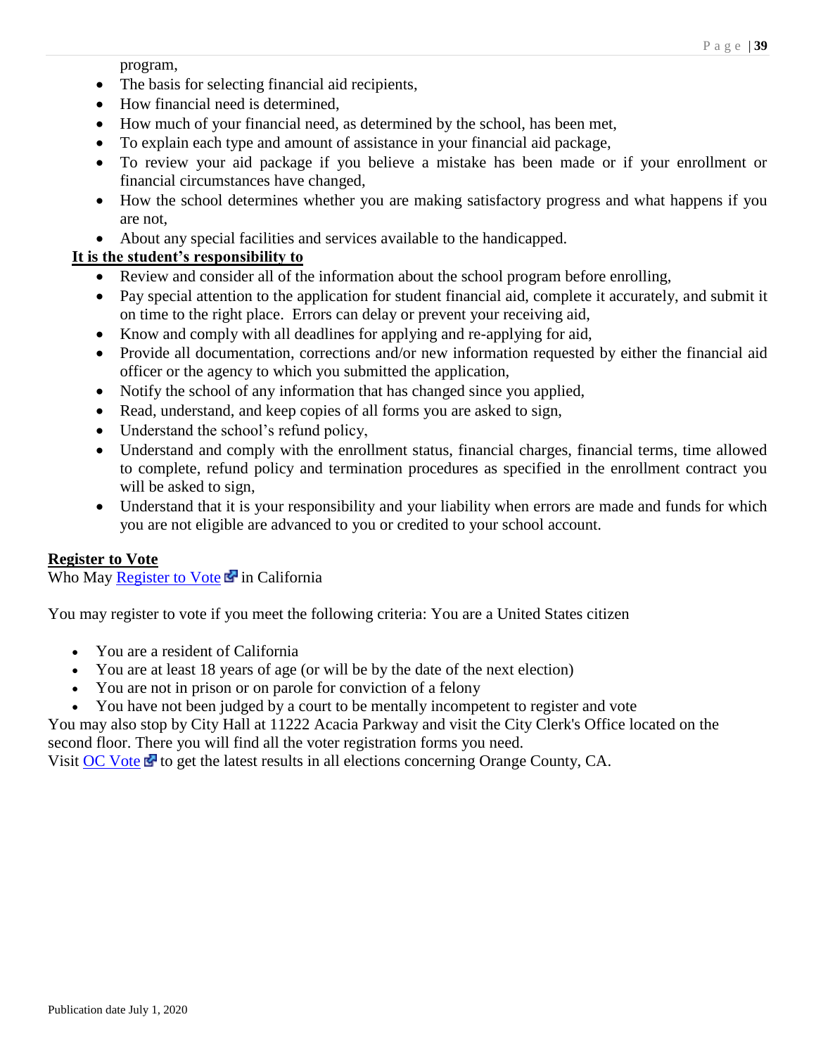program,

- The basis for selecting financial aid recipients,
- How financial need is determined,
- How much of your financial need, as determined by the school, has been met,
- To explain each type and amount of assistance in your financial aid package,
- To review your aid package if you believe a mistake has been made or if your enrollment or financial circumstances have changed,
- How the school determines whether you are making satisfactory progress and what happens if you are not,
- About any special facilities and services available to the handicapped.

**It is the student's responsibility to**

- Review and consider all of the information about the school program before enrolling,
- Pay special attention to the application for student financial aid, complete it accurately, and submit it on time to the right place. Errors can delay or prevent your receiving aid,
- Know and comply with all deadlines for applying and re-applying for aid,
- Provide all documentation, corrections and/or new information requested by either the financial aid officer or the agency to which you submitted the application,
- Notify the school of any information that has changed since you applied,
- Read, understand, and keep copies of all forms you are asked to sign,
- Understand the school's refund policy,
- Understand and comply with the enrollment status, financial charges, financial terms, time allowed to complete, refund policy and termination procedures as specified in the enrollment contract you will be asked to sign,
- Understand that it is your responsibility and your liability when errors are made and funds for which you are not eligible are advanced to you or credited to your school account.

**Register to Vote**

Who May Register to Vote in California

You may register to vote if you meet the following criteria: You are a United States citizen

- You are a resident of California
- You are at least 18 years of age (or will be by the date of the next election)
- You are not in prison or on parole for conviction of a felony
- You have not been judged by a court to be mentally incompetent to register and vote

You may also stop by City Hall at 11222 Acacia Parkway and visit the City Clerk's Office located on the second floor. There you will find all the voter registration forms you need.
Visit OC Vote to get the latest results in all elections concerning Orange County, CA.

Publication date July 1, 2020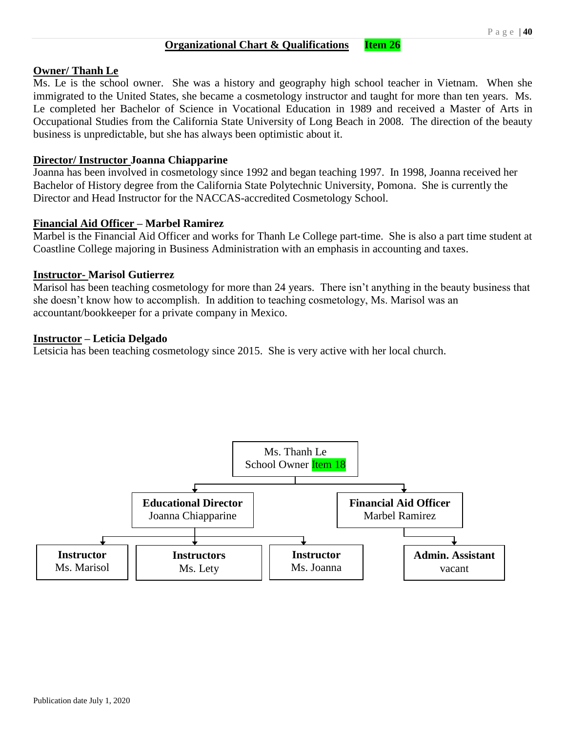## Organizational Chart & Qualifications Item 26

**Owner/ Thanh Le**

Ms. Le is the school owner. She was a history and geography high school teacher in Vietnam. When she immigrated to the United States, she became a cosmetology instructor and taught for more than ten years. Ms. Le completed her Bachelor of Science in Vocational Education in 1989 and received a Master of Arts in Occupational Studies from the California State University of Long Beach in 2008. The direction of the beauty business is unpredictable, but she has always been optimistic about it.

**Director/ Instructor Joanna Chiapparine**

Joanna has been involved in cosmetology since 1992 and began teaching 1997. In 1998, Joanna received her Bachelor of History degree from the California State Polytechnic University, Pomona. She is currently the Director and Head Instructor for the NACCAS-accredited Cosmetology School.

**Financial Aid Officer – Marbel Ramirez**

Marbel is the Financial Aid Officer and works for Thanh Le College part-time. She is also a part time student at Coastline College majoring in Business Administration with an emphasis in accounting and taxes.

**Instructor- Marisol Gutierrez**

Marisol has been teaching cosmetology for more than 24 years. There isn't anything in the beauty business that she doesn't know how to accomplish. In addition to teaching cosmetology, Ms. Marisol was an accountant/bookkeeper for a private company in Mexico.

**Instructor – Leticia Delgado**

Letsicia has been teaching cosmetology since 2015. She is very active with her local church.

Ms. Thanh Le
School Owner Item 18

**Educational Director**
Joanna Chiapparine

**Financial Aid Officer**
Marbel Ramirez

**Instructor**
Ms. Marisol

**Instructors**
Ms. Lety

**Instructor**
Ms. Joanna

**Admin. Assistant**
vacant

Publication date July 1, 2020